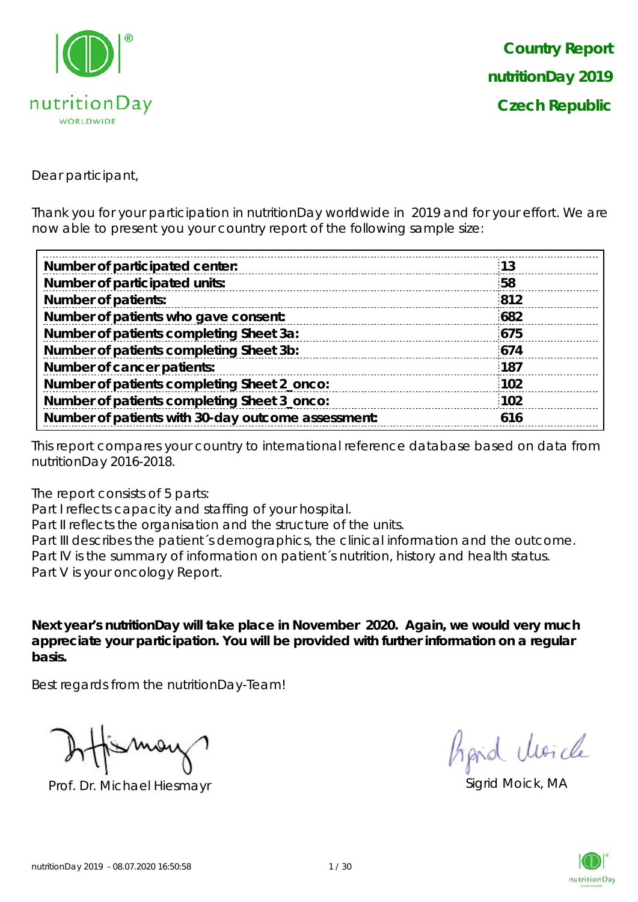**Country Report**
**nutritionDay 2019**
**Czech Republic**

Dear participant,

Thank you for your participation in nutritionDay worldwide in 2019 and for your effort. We are now able to present you your country report of the following sample size:

| | |
|---|---|
| **Number of participated center:** | **13** |
| **Number of participated units:** | **58** |
| **Number of patients:** | **812** |
| **Number of patients who gave consent:** | **682** |
| **Number of patients completing Sheet 3a:** | **675** |
| **Number of patients completing Sheet 3b:** | **674** |
| **Number of cancer patients:** | **187** |
| **Number of patients completing Sheet 2_onco:** | **102** |
| **Number of patients completing Sheet 3_onco:** | **102** |
| **Number of patients with 30-day outcome assessment:** | **616** |

This report compares your country to international reference database based on data from nutritionDay 2016-2018.

The report consists of 5 parts:
Part I reflects capacity and staffing of your hospital.
Part II reflects the organisation and the structure of the units.
Part III describes the patient´s demographics, the clinical information and the outcome.
Part IV is the summary of information on patient´s nutrition, history and health status.
Part V is your oncology Report.

**Next year's nutritionDay will take place in November 2020. Again, we would very much appreciate your participation. You will be provided with further information on a regular basis.**

Best regards from the nutritionDay-Team!

Prof. Dr. Michael Hiesmayr

Sigrid Moick, MA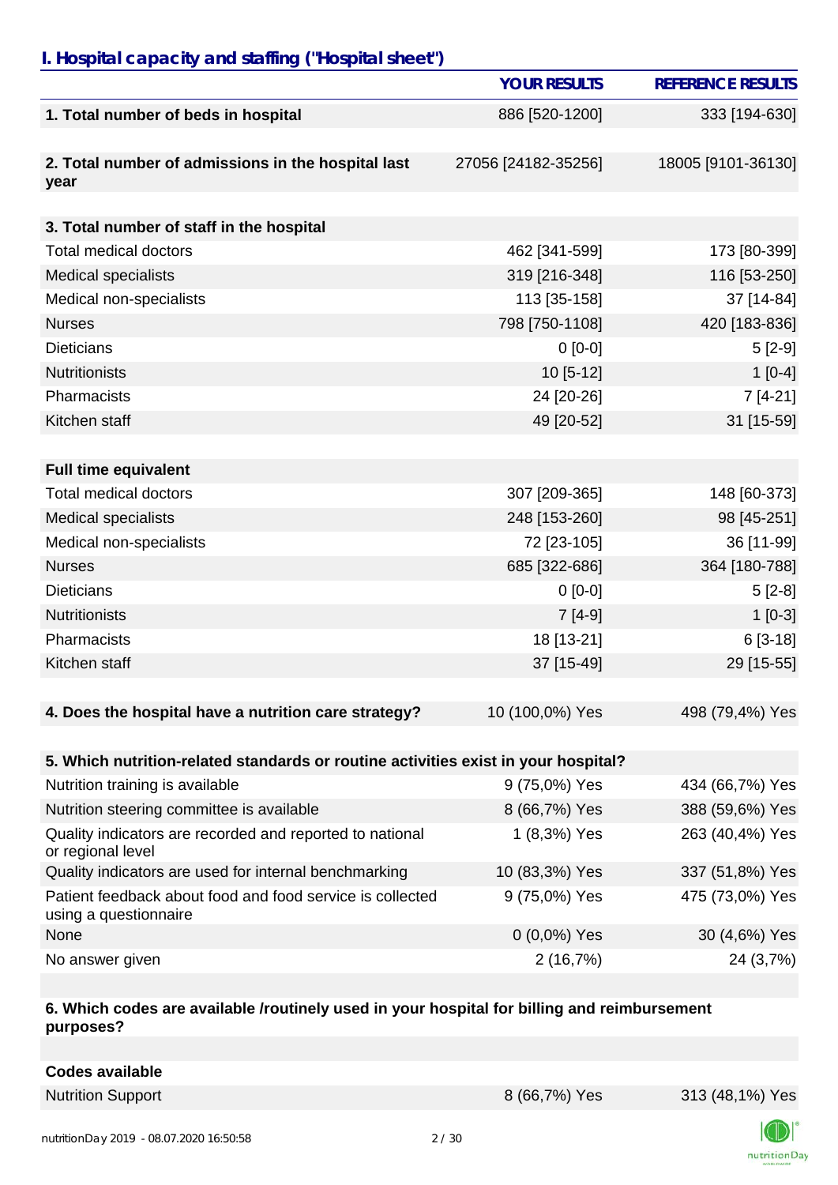## I. Hospital capacity and staffing ("Hospital sheet")

| | YOUR RESULTS | REFERENCE RESULTS |
|---|---|---|
| **1. Total number of beds in hospital** | 886 [520-1200] | 333 [194-630] |
| **2. Total number of admissions in the hospital last year** | 27056 [24182-35256] | 18005 [9101-36130] |
| **3. Total number of staff in the hospital** | | |
| Total medical doctors | 462 [341-599] | 173 [80-399] |
| Medical specialists | 319 [216-348] | 116 [53-250] |
| Medical non-specialists | 113 [35-158] | 37 [14-84] |
| Nurses | 798 [750-1108] | 420 [183-836] |
| Dieticians | 0 [0-0] | 5 [2-9] |
| Nutritionists | 10 [5-12] | 1 [0-4] |
| Pharmacists | 24 [20-26] | 7 [4-21] |
| Kitchen staff | 49 [20-52] | 31 [15-59] |
| **Full time equivalent** | | |
| Total medical doctors | 307 [209-365] | 148 [60-373] |
| Medical specialists | 248 [153-260] | 98 [45-251] |
| Medical non-specialists | 72 [23-105] | 36 [11-99] |
| Nurses | 685 [322-686] | 364 [180-788] |
| Dieticians | 0 [0-0] | 5 [2-8] |
| Nutritionists | 7 [4-9] | 1 [0-3] |
| Pharmacists | 18 [13-21] | 6 [3-18] |
| Kitchen staff | 37 [15-49] | 29 [15-55] |
| **4. Does the hospital have a nutrition care strategy?** | 10 (100,0%) Yes | 498 (79,4%) Yes |
| **5. Which nutrition-related standards or routine activities exist in your hospital?** | | |
| Nutrition training is available | 9 (75,0%) Yes | 434 (66,7%) Yes |
| Nutrition steering committee is available | 8 (66,7%) Yes | 388 (59,6%) Yes |
| Quality indicators are recorded and reported to national or regional level | 1 (8,3%) Yes | 263 (40,4%) Yes |
| Quality indicators are used for internal benchmarking | 10 (83,3%) Yes | 337 (51,8%) Yes |
| Patient feedback about food and food service is collected using a questionnaire | 9 (75,0%) Yes | 475 (73,0%) Yes |
| None | 0 (0,0%) Yes | 30 (4,6%) Yes |
| No answer given | 2 (16,7%) | 24 (3,7%) |
| **6. Which codes are available /routinely used in your hospital for billing and reimbursement purposes?** | | |
| **Codes available** | | |
| Nutrition Support | 8 (66,7%) Yes | 313 (48,1%) Yes |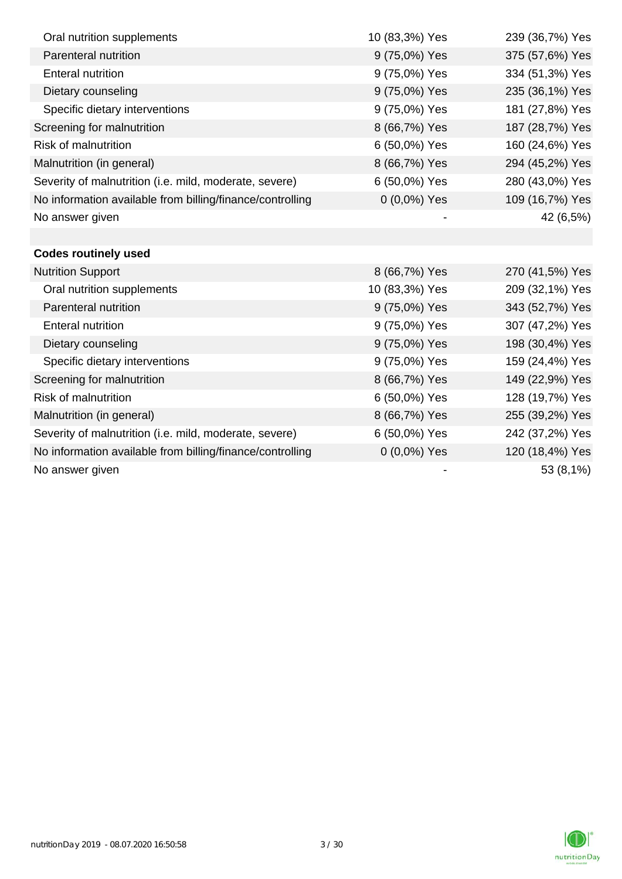| | | |
|---|---|---|
| Oral nutrition supplements | 10 (83,3%) Yes | 239 (36,7%) Yes |
| Parenteral nutrition | 9 (75,0%) Yes | 375 (57,6%) Yes |
| Enteral nutrition | 9 (75,0%) Yes | 334 (51,3%) Yes |
| Dietary counseling | 9 (75,0%) Yes | 235 (36,1%) Yes |
| Specific dietary interventions | 9 (75,0%) Yes | 181 (27,8%) Yes |
| Screening for malnutrition | 8 (66,7%) Yes | 187 (28,7%) Yes |
| Risk of malnutrition | 6 (50,0%) Yes | 160 (24,6%) Yes |
| Malnutrition (in general) | 8 (66,7%) Yes | 294 (45,2%) Yes |
| Severity of malnutrition (i.e. mild, moderate, severe) | 6 (50,0%) Yes | 280 (43,0%) Yes |
| No information available from billing/finance/controlling | 0 (0,0%) Yes | 109 (16,7%) Yes |
| No answer given | - | 42 (6,5%) |
| | | |
| **Codes routinely used** | | |
| Nutrition Support | 8 (66,7%) Yes | 270 (41,5%) Yes |
| Oral nutrition supplements | 10 (83,3%) Yes | 209 (32,1%) Yes |
| Parenteral nutrition | 9 (75,0%) Yes | 343 (52,7%) Yes |
| Enteral nutrition | 9 (75,0%) Yes | 307 (47,2%) Yes |
| Dietary counseling | 9 (75,0%) Yes | 198 (30,4%) Yes |
| Specific dietary interventions | 9 (75,0%) Yes | 159 (24,4%) Yes |
| Screening for malnutrition | 8 (66,7%) Yes | 149 (22,9%) Yes |
| Risk of malnutrition | 6 (50,0%) Yes | 128 (19,7%) Yes |
| Malnutrition (in general) | 8 (66,7%) Yes | 255 (39,2%) Yes |
| Severity of malnutrition (i.e. mild, moderate, severe) | 6 (50,0%) Yes | 242 (37,2%) Yes |
| No information available from billing/finance/controlling | 0 (0,0%) Yes | 120 (18,4%) Yes |
| No answer given | - | 53 (8,1%) |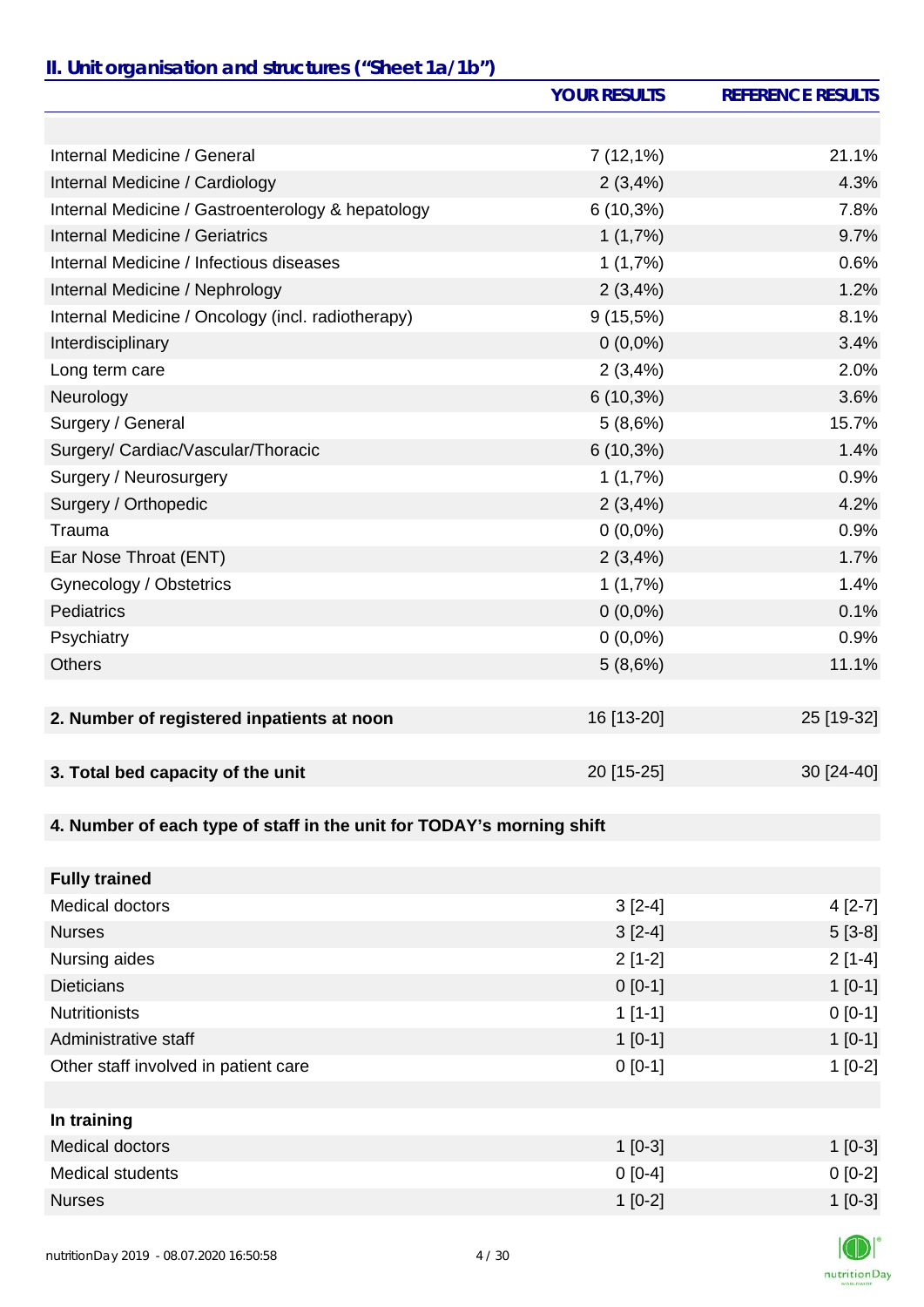## II. Unit organisation and structures ("Sheet 1a/1b")

| | YOUR RESULTS | REFERENCE RESULTS |
|---|---|---|
| | | |
| Internal Medicine / General | 7 (12,1%) | 21.1% |
| Internal Medicine / Cardiology | 2 (3,4%) | 4.3% |
| Internal Medicine / Gastroenterology & hepatology | 6 (10,3%) | 7.8% |
| Internal Medicine / Geriatrics | 1 (1,7%) | 9.7% |
| Internal Medicine / Infectious diseases | 1 (1,7%) | 0.6% |
| Internal Medicine / Nephrology | 2 (3,4%) | 1.2% |
| Internal Medicine / Oncology (incl. radiotherapy) | 9 (15,5%) | 8.1% |
| Interdisciplinary | 0 (0,0%) | 3.4% |
| Long term care | 2 (3,4%) | 2.0% |
| Neurology | 6 (10,3%) | 3.6% |
| Surgery / General | 5 (8,6%) | 15.7% |
| Surgery/ Cardiac/Vascular/Thoracic | 6 (10,3%) | 1.4% |
| Surgery / Neurosurgery | 1 (1,7%) | 0.9% |
| Surgery / Orthopedic | 2 (3,4%) | 4.2% |
| Trauma | 0 (0,0%) | 0.9% |
| Ear Nose Throat (ENT) | 2 (3,4%) | 1.7% |
| Gynecology / Obstetrics | 1 (1,7%) | 1.4% |
| Pediatrics | 0 (0,0%) | 0.1% |
| Psychiatry | 0 (0,0%) | 0.9% |
| Others | 5 (8,6%) | 11.1% |
| | | |
| **2. Number of registered inpatients at noon** | 16 [13-20] | 25 [19-32] |
| | | |
| **3. Total bed capacity of the unit** | 20 [15-25] | 30 [24-40] |
| | | |
| **4. Number of each type of staff in the unit for TODAY's morning shift** | | |
| | | |
| **Fully trained** | | |
| Medical doctors | 3 [2-4] | 4 [2-7] |
| Nurses | 3 [2-4] | 5 [3-8] |
| Nursing aides | 2 [1-2] | 2 [1-4] |
| Dieticians | 0 [0-1] | 1 [0-1] |
| Nutritionists | 1 [1-1] | 0 [0-1] |
| Administrative staff | 1 [0-1] | 1 [0-1] |
| Other staff involved in patient care | 0 [0-1] | 1 [0-2] |
| | | |
| **In training** | | |
| Medical doctors | 1 [0-3] | 1 [0-3] |
| Medical students | 0 [0-4] | 0 [0-2] |
| Nurses | 1 [0-2] | 1 [0-3] |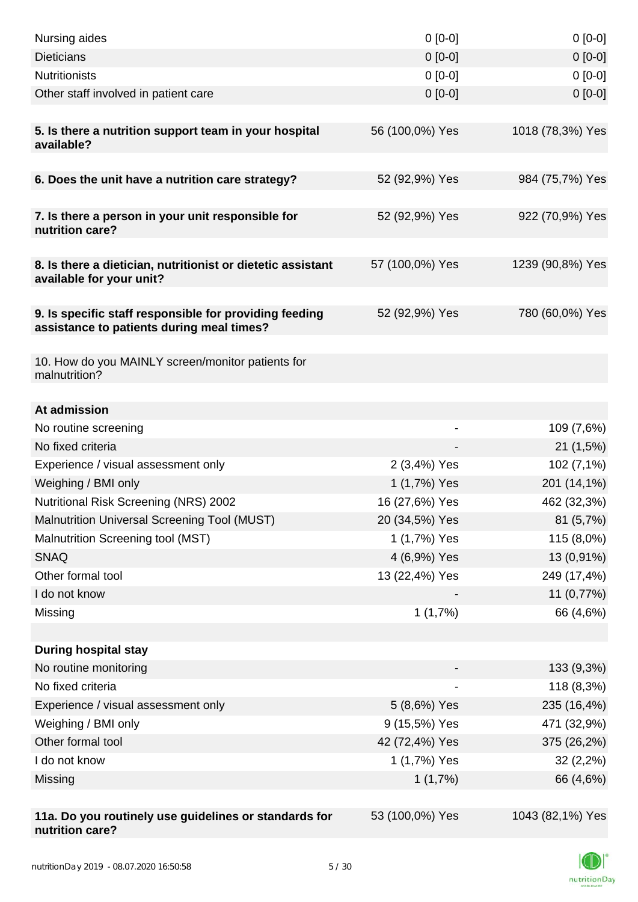| | | |
|---|---|---|
| Nursing aides | 0 [0-0] | 0 [0-0] |
| Dieticians | 0 [0-0] | 0 [0-0] |
| Nutritionists | 0 [0-0] | 0 [0-0] |
| Other staff involved in patient care | 0 [0-0] | 0 [0-0] |
| | | |
| **5. Is there a nutrition support team in your hospital available?** | 56 (100,0%) Yes | 1018 (78,3%) Yes |
| | | |
| **6. Does the unit have a nutrition care strategy?** | 52 (92,9%) Yes | 984 (75,7%) Yes |
| | | |
| **7. Is there a person in your unit responsible for nutrition care?** | 52 (92,9%) Yes | 922 (70,9%) Yes |
| | | |
| **8. Is there a dietician, nutritionist or dietetic assistant available for your unit?** | 57 (100,0%) Yes | 1239 (90,8%) Yes |
| | | |
| **9. Is specific staff responsible for providing feeding assistance to patients during meal times?** | 52 (92,9%) Yes | 780 (60,0%) Yes |
| | | |
| 10. How do you MAINLY screen/monitor patients for malnutrition? | | |
| | | |
| **At admission** | | |
| No routine screening | - | 109 (7,6%) |
| No fixed criteria | - | 21 (1,5%) |
| Experience / visual assessment only | 2 (3,4%) Yes | 102 (7,1%) |
| Weighing / BMI only | 1 (1,7%) Yes | 201 (14,1%) |
| Nutritional Risk Screening (NRS) 2002 | 16 (27,6%) Yes | 462 (32,3%) |
| Malnutrition Universal Screening Tool (MUST) | 20 (34,5%) Yes | 81 (5,7%) |
| Malnutrition Screening tool (MST) | 1 (1,7%) Yes | 115 (8,0%) |
| SNAQ | 4 (6,9%) Yes | 13 (0,91%) |
| Other formal tool | 13 (22,4%) Yes | 249 (17,4%) |
| I do not know | - | 11 (0,77%) |
| Missing | 1 (1,7%) | 66 (4,6%) |
| | | |
| **During hospital stay** | | |
| No routine monitoring | - | 133 (9,3%) |
| No fixed criteria | - | 118 (8,3%) |
| Experience / visual assessment only | 5 (8,6%) Yes | 235 (16,4%) |
| Weighing / BMI only | 9 (15,5%) Yes | 471 (32,9%) |
| Other formal tool | 42 (72,4%) Yes | 375 (26,2%) |
| I do not know | 1 (1,7%) Yes | 32 (2,2%) |
| Missing | 1 (1,7%) | 66 (4,6%) |
| | | |
| **11a. Do you routinely use guidelines or standards for nutrition care?** | 53 (100,0%) Yes | 1043 (82,1%) Yes |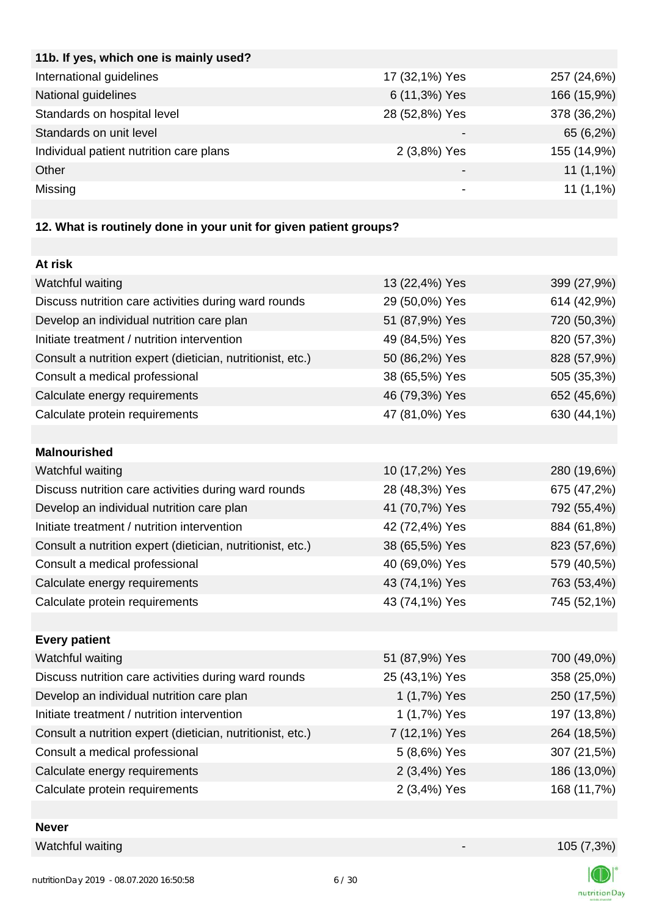| 11b. If yes, which one is mainly used? | | |
|---|---|---|
| International guidelines | 17 (32,1%) Yes | 257 (24,6%) |
| National guidelines | 6 (11,3%) Yes | 166 (15,9%) |
| Standards on hospital level | 28 (52,8%) Yes | 378 (36,2%) |
| Standards on unit level | - | 65 (6,2%) |
| Individual patient nutrition care plans | 2 (3,8%) Yes | 155 (14,9%) |
| Other | - | 11 (1,1%) |
| Missing | - | 11 (1,1%) |

**12. What is routinely done in your unit for given patient groups?**

| **At risk** | | |
|---|---|---|
| Watchful waiting | 13 (22,4%) Yes | 399 (27,9%) |
| Discuss nutrition care activities during ward rounds | 29 (50,0%) Yes | 614 (42,9%) |
| Develop an individual nutrition care plan | 51 (87,9%) Yes | 720 (50,3%) |
| Initiate treatment / nutrition intervention | 49 (84,5%) Yes | 820 (57,3%) |
| Consult a nutrition expert (dietician, nutritionist, etc.) | 50 (86,2%) Yes | 828 (57,9%) |
| Consult a medical professional | 38 (65,5%) Yes | 505 (35,3%) |
| Calculate energy requirements | 46 (79,3%) Yes | 652 (45,6%) |
| Calculate protein requirements | 47 (81,0%) Yes | 630 (44,1%) |
| | | |
| **Malnourished** | | |
| Watchful waiting | 10 (17,2%) Yes | 280 (19,6%) |
| Discuss nutrition care activities during ward rounds | 28 (48,3%) Yes | 675 (47,2%) |
| Develop an individual nutrition care plan | 41 (70,7%) Yes | 792 (55,4%) |
| Initiate treatment / nutrition intervention | 42 (72,4%) Yes | 884 (61,8%) |
| Consult a nutrition expert (dietician, nutritionist, etc.) | 38 (65,5%) Yes | 823 (57,6%) |
| Consult a medical professional | 40 (69,0%) Yes | 579 (40,5%) |
| Calculate energy requirements | 43 (74,1%) Yes | 763 (53,4%) |
| Calculate protein requirements | 43 (74,1%) Yes | 745 (52,1%) |
| | | |
| **Every patient** | | |
| Watchful waiting | 51 (87,9%) Yes | 700 (49,0%) |
| Discuss nutrition care activities during ward rounds | 25 (43,1%) Yes | 358 (25,0%) |
| Develop an individual nutrition care plan | 1 (1,7%) Yes | 250 (17,5%) |
| Initiate treatment / nutrition intervention | 1 (1,7%) Yes | 197 (13,8%) |
| Consult a nutrition expert (dietician, nutritionist, etc.) | 7 (12,1%) Yes | 264 (18,5%) |
| Consult a medical professional | 5 (8,6%) Yes | 307 (21,5%) |
| Calculate energy requirements | 2 (3,4%) Yes | 186 (13,0%) |
| Calculate protein requirements | 2 (3,4%) Yes | 168 (11,7%) |
| | | |
| **Never** | | |
| Watchful waiting | - | 105 (7,3%) |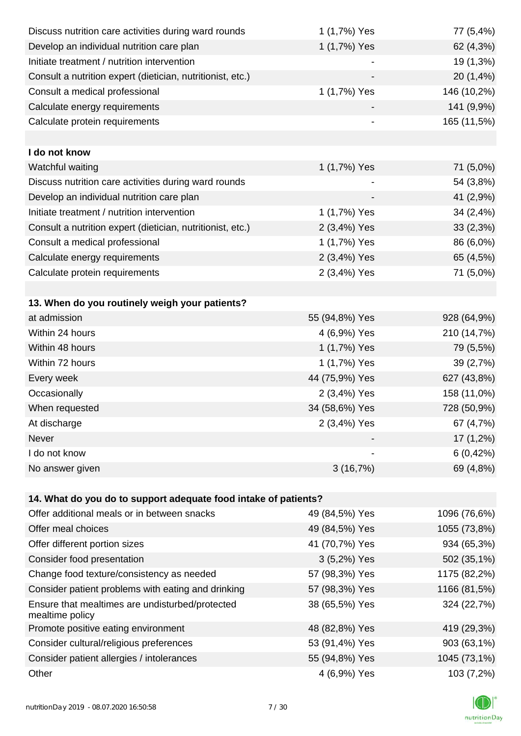| | | |
|---|---|---|
| Discuss nutrition care activities during ward rounds | 1 (1,7%) Yes | 77 (5,4%) |
| Develop an individual nutrition care plan | 1 (1,7%) Yes | 62 (4,3%) |
| Initiate treatment / nutrition intervention | - | 19 (1,3%) |
| Consult a nutrition expert (dietician, nutritionist, etc.) | - | 20 (1,4%) |
| Consult a medical professional | 1 (1,7%) Yes | 146 (10,2%) |
| Calculate energy requirements | - | 141 (9,9%) |
| Calculate protein requirements | - | 165 (11,5%) |
| | | |
| **I do not know** | | |
| Watchful waiting | 1 (1,7%) Yes | 71 (5,0%) |
| Discuss nutrition care activities during ward rounds | - | 54 (3,8%) |
| Develop an individual nutrition care plan | - | 41 (2,9%) |
| Initiate treatment / nutrition intervention | 1 (1,7%) Yes | 34 (2,4%) |
| Consult a nutrition expert (dietician, nutritionist, etc.) | 2 (3,4%) Yes | 33 (2,3%) |
| Consult a medical professional | 1 (1,7%) Yes | 86 (6,0%) |
| Calculate energy requirements | 2 (3,4%) Yes | 65 (4,5%) |
| Calculate protein requirements | 2 (3,4%) Yes | 71 (5,0%) |

| **13. When do you routinely weigh your patients?** | | |
|---|---|---|
| at admission | 55 (94,8%) Yes | 928 (64,9%) |
| Within 24 hours | 4 (6,9%) Yes | 210 (14,7%) |
| Within 48 hours | 1 (1,7%) Yes | 79 (5,5%) |
| Within 72 hours | 1 (1,7%) Yes | 39 (2,7%) |
| Every week | 44 (75,9%) Yes | 627 (43,8%) |
| Occasionally | 2 (3,4%) Yes | 158 (11,0%) |
| When requested | 34 (58,6%) Yes | 728 (50,9%) |
| At discharge | 2 (3,4%) Yes | 67 (4,7%) |
| Never | - | 17 (1,2%) |
| I do not know | - | 6 (0,42%) |
| No answer given | 3 (16,7%) | 69 (4,8%) |

| **14. What do you do to support adequate food intake of patients?** | | |
|---|---|---|
| Offer additional meals or in between snacks | 49 (84,5%) Yes | 1096 (76,6%) |
| Offer meal choices | 49 (84,5%) Yes | 1055 (73,8%) |
| Offer different portion sizes | 41 (70,7%) Yes | 934 (65,3%) |
| Consider food presentation | 3 (5,2%) Yes | 502 (35,1%) |
| Change food texture/consistency as needed | 57 (98,3%) Yes | 1175 (82,2%) |
| Consider patient problems with eating and drinking | 57 (98,3%) Yes | 1166 (81,5%) |
| Ensure that mealtimes are undisturbed/protected mealtime policy | 38 (65,5%) Yes | 324 (22,7%) |
| Promote positive eating environment | 48 (82,8%) Yes | 419 (29,3%) |
| Consider cultural/religious preferences | 53 (91,4%) Yes | 903 (63,1%) |
| Consider patient allergies / intolerances | 55 (94,8%) Yes | 1045 (73,1%) |
| Other | 4 (6,9%) Yes | 103 (7,2%) |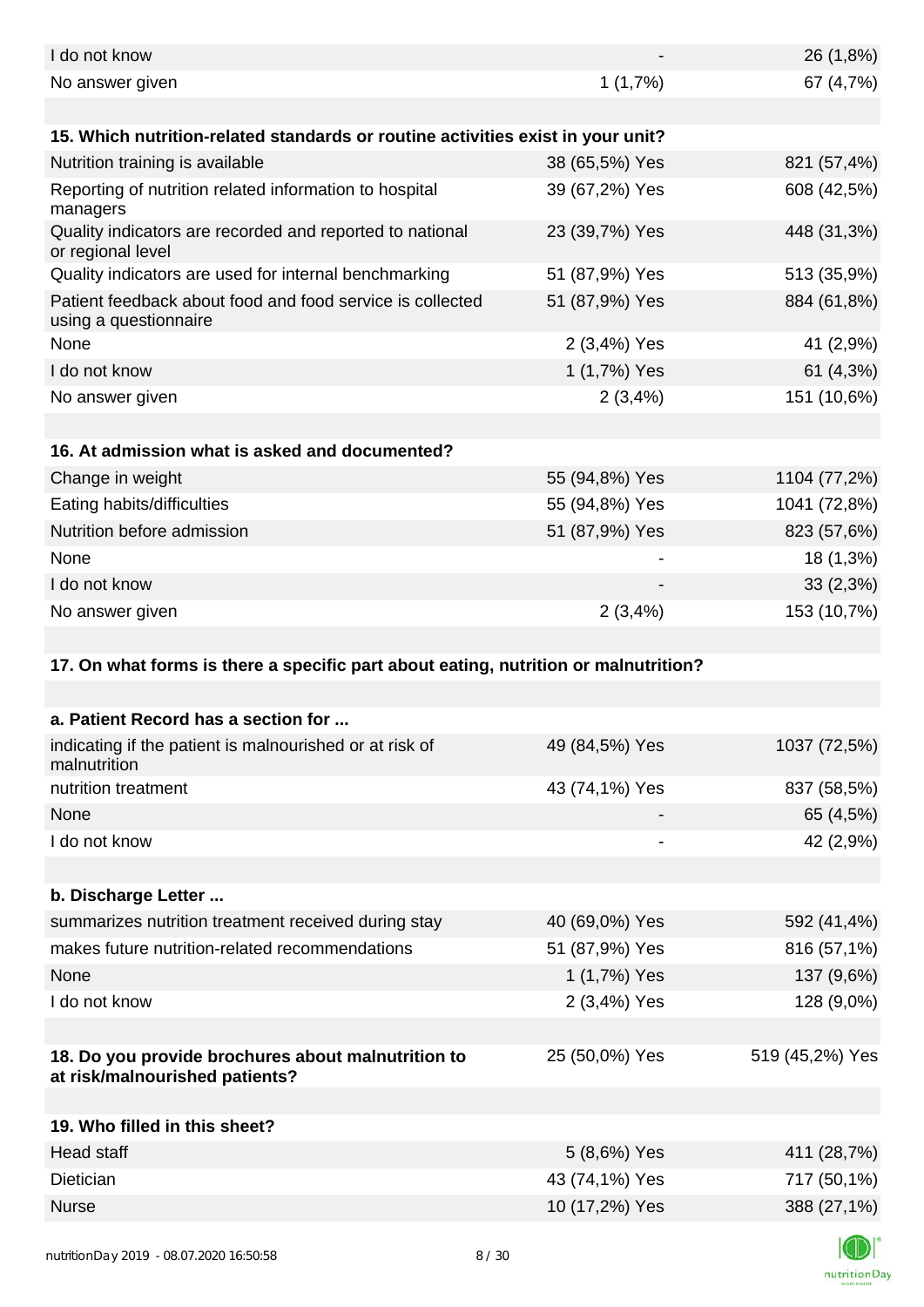| | | |
|---|---|---|
| I do not know | - | 26 (1,8%) |
| No answer given | 1 (1,7%) | 67 (4,7%) |

| **15. Which nutrition-related standards or routine activities exist in your unit?** | | |
|---|---|---|
| Nutrition training is available | 38 (65,5%) Yes | 821 (57,4%) |
| Reporting of nutrition related information to hospital managers | 39 (67,2%) Yes | 608 (42,5%) |
| Quality indicators are recorded and reported to national or regional level | 23 (39,7%) Yes | 448 (31,3%) |
| Quality indicators are used for internal benchmarking | 51 (87,9%) Yes | 513 (35,9%) |
| Patient feedback about food and food service is collected using a questionnaire | 51 (87,9%) Yes | 884 (61,8%) |
| None | 2 (3,4%) Yes | 41 (2,9%) |
| I do not know | 1 (1,7%) Yes | 61 (4,3%) |
| No answer given | 2 (3,4%) | 151 (10,6%) |

| **16. At admission what is asked and documented?** | | |
|---|---|---|
| Change in weight | 55 (94,8%) Yes | 1104 (77,2%) |
| Eating habits/difficulties | 55 (94,8%) Yes | 1041 (72,8%) |
| Nutrition before admission | 51 (87,9%) Yes | 823 (57,6%) |
| None | - | 18 (1,3%) |
| I do not know | - | 33 (2,3%) |
| No answer given | 2 (3,4%) | 153 (10,7%) |

**17. On what forms is there a specific part about eating, nutrition or malnutrition?**

| **a. Patient Record has a section for ...** | | |
|---|---|---|
| indicating if the patient is malnourished or at risk of malnutrition | 49 (84,5%) Yes | 1037 (72,5%) |
| nutrition treatment | 43 (74,1%) Yes | 837 (58,5%) |
| None | - | 65 (4,5%) |
| I do not know | - | 42 (2,9%) |

| **b. Discharge Letter ...** | | |
|---|---|---|
| summarizes nutrition treatment received during stay | 40 (69,0%) Yes | 592 (41,4%) |
| makes future nutrition-related recommendations | 51 (87,9%) Yes | 816 (57,1%) |
| None | 1 (1,7%) Yes | 137 (9,6%) |
| I do not know | 2 (3,4%) Yes | 128 (9,0%) |

| | | |
|---|---|---|
| **18. Do you provide brochures about malnutrition to at risk/malnourished patients?** | 25 (50,0%) Yes | 519 (45,2%) Yes |

| **19. Who filled in this sheet?** | | |
|---|---|---|
| Head staff | 5 (8,6%) Yes | 411 (28,7%) |
| Dietician | 43 (74,1%) Yes | 717 (50,1%) |
| Nurse | 10 (17,2%) Yes | 388 (27,1%) |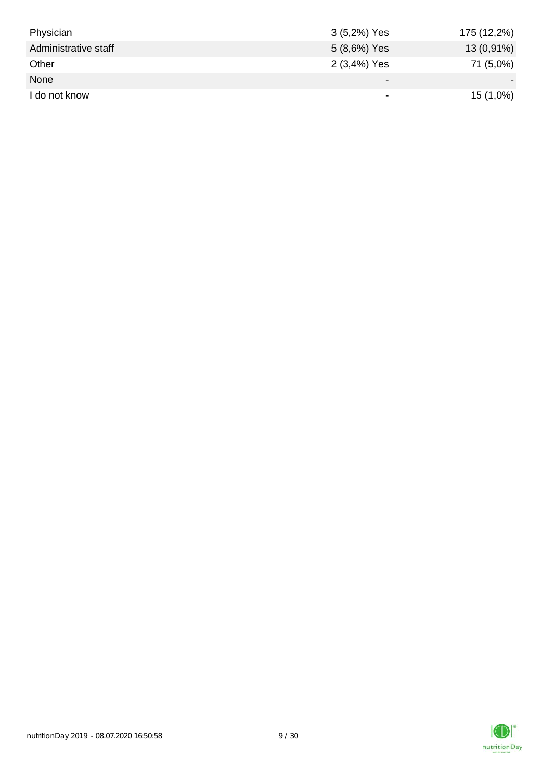| | | |
|---|---|---|
| Physician | 3 (5,2%) Yes | 175 (12,2%) |
| Administrative staff | 5 (8,6%) Yes | 13 (0,91%) |
| Other | 2 (3,4%) Yes | 71 (5,0%) |
| None | - | - |
| I do not know | - | 15 (1,0%) |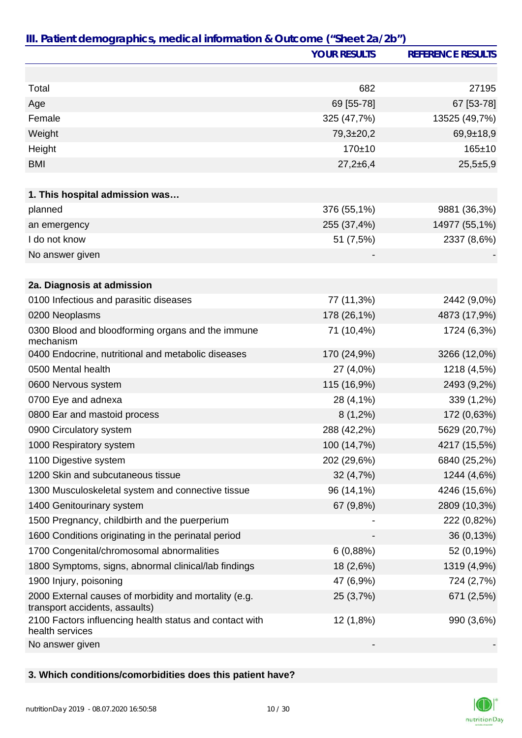## III. Patient demographics, medical information & Outcome ("Sheet 2a/2b")

| | YOUR RESULTS | REFERENCE RESULTS |
|---|---|---|
| Total | 682 | 27195 |
| Age | 69 [55-78] | 67 [53-78] |
| Female | 325 (47,7%) | 13525 (49,7%) |
| Weight | 79,3±20,2 | 69,9±18,9 |
| Height | 170±10 | 165±10 |
| BMI | 27,2±6,4 | 25,5±5,9 |
| **1. This hospital admission was…** | | |
| planned | 376 (55,1%) | 9881 (36,3%) |
| an emergency | 255 (37,4%) | 14977 (55,1%) |
| I do not know | 51 (7,5%) | 2337 (8,6%) |
| No answer given | - | - |
| **2a. Diagnosis at admission** | | |
| 0100 Infectious and parasitic diseases | 77 (11,3%) | 2442 (9,0%) |
| 0200 Neoplasms | 178 (26,1%) | 4873 (17,9%) |
| 0300 Blood and bloodforming organs and the immune mechanism | 71 (10,4%) | 1724 (6,3%) |
| 0400 Endocrine, nutritional and metabolic diseases | 170 (24,9%) | 3266 (12,0%) |
| 0500 Mental health | 27 (4,0%) | 1218 (4,5%) |
| 0600 Nervous system | 115 (16,9%) | 2493 (9,2%) |
| 0700 Eye and adnexa | 28 (4,1%) | 339 (1,2%) |
| 0800 Ear and mastoid process | 8 (1,2%) | 172 (0,63%) |
| 0900 Circulatory system | 288 (42,2%) | 5629 (20,7%) |
| 1000 Respiratory system | 100 (14,7%) | 4217 (15,5%) |
| 1100 Digestive system | 202 (29,6%) | 6840 (25,2%) |
| 1200 Skin and subcutaneous tissue | 32 (4,7%) | 1244 (4,6%) |
| 1300 Musculoskeletal system and connective tissue | 96 (14,1%) | 4246 (15,6%) |
| 1400 Genitourinary system | 67 (9,8%) | 2809 (10,3%) |
| 1500 Pregnancy, childbirth and the puerperium | - | 222 (0,82%) |
| 1600 Conditions originating in the perinatal period | - | 36 (0,13%) |
| 1700 Congenital/chromosomal abnormalities | 6 (0,88%) | 52 (0,19%) |
| 1800 Symptoms, signs, abnormal clinical/lab findings | 18 (2,6%) | 1319 (4,9%) |
| 1900 Injury, poisoning | 47 (6,9%) | 724 (2,7%) |
| 2000 External causes of morbidity and mortality (e.g. transport accidents, assaults) | 25 (3,7%) | 671 (2,5%) |
| 2100 Factors influencing health status and contact with health services | 12 (1,8%) | 990 (3,6%) |
| No answer given | - | - |

**3. Which conditions/comorbidities does this patient have?**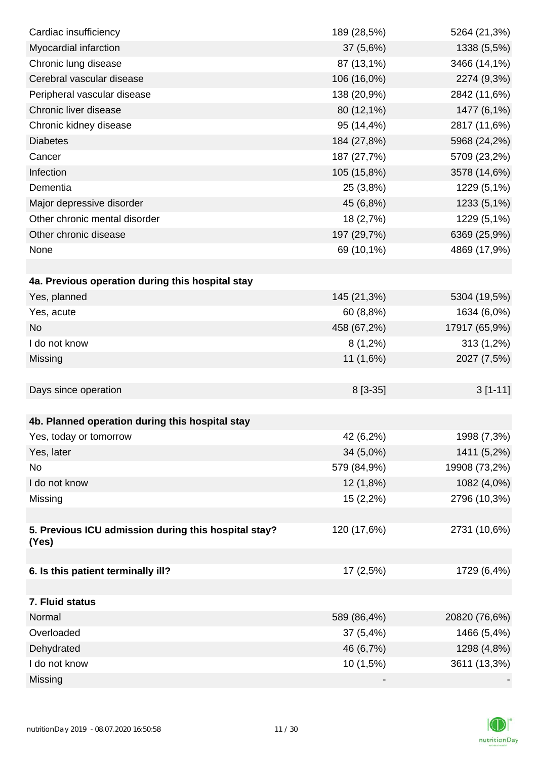| | | |
|---|---|---|
| Cardiac insufficiency | 189 (28,5%) | 5264 (21,3%) |
| Myocardial infarction | 37 (5,6%) | 1338 (5,5%) |
| Chronic lung disease | 87 (13,1%) | 3466 (14,1%) |
| Cerebral vascular disease | 106 (16,0%) | 2274 (9,3%) |
| Peripheral vascular disease | 138 (20,9%) | 2842 (11,6%) |
| Chronic liver disease | 80 (12,1%) | 1477 (6,1%) |
| Chronic kidney disease | 95 (14,4%) | 2817 (11,6%) |
| Diabetes | 184 (27,8%) | 5968 (24,2%) |
| Cancer | 187 (27,7%) | 5709 (23,2%) |
| Infection | 105 (15,8%) | 3578 (14,6%) |
| Dementia | 25 (3,8%) | 1229 (5,1%) |
| Major depressive disorder | 45 (6,8%) | 1233 (5,1%) |
| Other chronic mental disorder | 18 (2,7%) | 1229 (5,1%) |
| Other chronic disease | 197 (29,7%) | 6369 (25,9%) |
| None | 69 (10,1%) | 4869 (17,9%) |
| | | |
| **4a. Previous operation during this hospital stay** | | |
| Yes, planned | 145 (21,3%) | 5304 (19,5%) |
| Yes, acute | 60 (8,8%) | 1634 (6,0%) |
| No | 458 (67,2%) | 17917 (65,9%) |
| I do not know | 8 (1,2%) | 313 (1,2%) |
| Missing | 11 (1,6%) | 2027 (7,5%) |
| | | |
| Days since operation | 8 [3-35] | 3 [1-11] |
| | | |
| **4b. Planned operation during this hospital stay** | | |
| Yes, today or tomorrow | 42 (6,2%) | 1998 (7,3%) |
| Yes, later | 34 (5,0%) | 1411 (5,2%) |
| No | 579 (84,9%) | 19908 (73,2%) |
| I do not know | 12 (1,8%) | 1082 (4,0%) |
| Missing | 15 (2,2%) | 2796 (10,3%) |
| | | |
| **5. Previous ICU admission during this hospital stay? (Yes)** | 120 (17,6%) | 2731 (10,6%) |
| | | |
| **6. Is this patient terminally ill?** | 17 (2,5%) | 1729 (6,4%) |
| | | |
| **7. Fluid status** | | |
| Normal | 589 (86,4%) | 20820 (76,6%) |
| Overloaded | 37 (5,4%) | 1466 (5,4%) |
| Dehydrated | 46 (6,7%) | 1298 (4,8%) |
| I do not know | 10 (1,5%) | 3611 (13,3%) |
| Missing | - | - |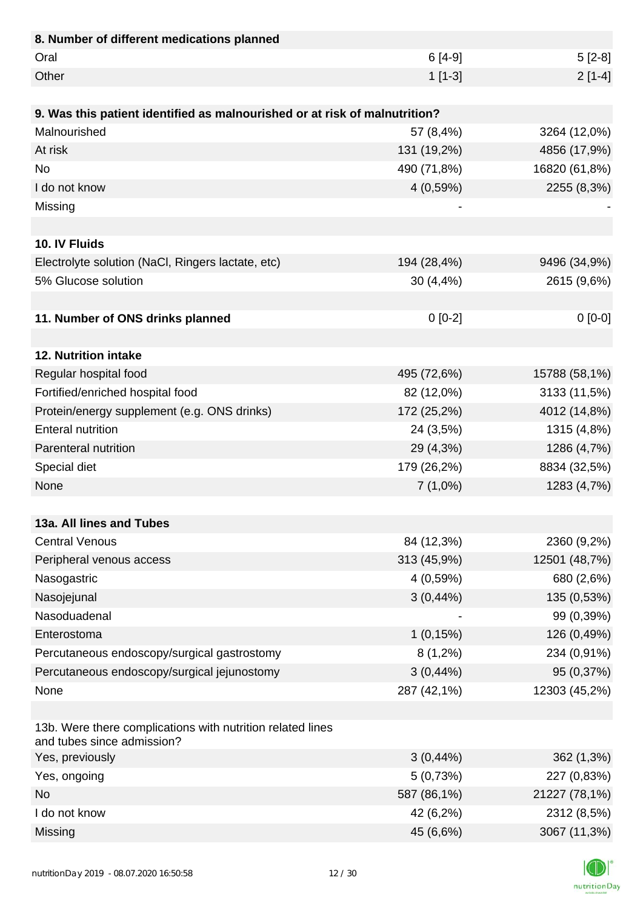| 8. Number of different medications planned | | |
|---|---|---|
| Oral | 6 [4-9] | 5 [2-8] |
| Other | 1 [1-3] | 2 [1-4] |

| 9. Was this patient identified as malnourished or at risk of malnutrition? | | |
|---|---|---|
| Malnourished | 57 (8,4%) | 3264 (12,0%) |
| At risk | 131 (19,2%) | 4856 (17,9%) |
| No | 490 (71,8%) | 16820 (61,8%) |
| I do not know | 4 (0,59%) | 2255 (8,3%) |
| Missing | - | - |

| 10. IV Fluids | | |
|---|---|---|
| Electrolyte solution (NaCl, Ringers lactate, etc) | 194 (28,4%) | 9496 (34,9%) |
| 5% Glucose solution | 30 (4,4%) | 2615 (9,6%) |

| 11. Number of ONS drinks planned | 0 [0-2] | 0 [0-0] |
|---|---|---|

| 12. Nutrition intake | | |
|---|---|---|
| Regular hospital food | 495 (72,6%) | 15788 (58,1%) |
| Fortified/enriched hospital food | 82 (12,0%) | 3133 (11,5%) |
| Protein/energy supplement (e.g. ONS drinks) | 172 (25,2%) | 4012 (14,8%) |
| Enteral nutrition | 24 (3,5%) | 1315 (4,8%) |
| Parenteral nutrition | 29 (4,3%) | 1286 (4,7%) |
| Special diet | 179 (26,2%) | 8834 (32,5%) |
| None | 7 (1,0%) | 1283 (4,7%) |

| 13a. All lines and Tubes | | |
|---|---|---|
| Central Venous | 84 (12,3%) | 2360 (9,2%) |
| Peripheral venous access | 313 (45,9%) | 12501 (48,7%) |
| Nasogastric | 4 (0,59%) | 680 (2,6%) |
| Nasojejunal | 3 (0,44%) | 135 (0,53%) |
| Nasoduadenal | - | 99 (0,39%) |
| Enterostoma | 1 (0,15%) | 126 (0,49%) |
| Percutaneous endoscopy/surgical gastrostomy | 8 (1,2%) | 234 (0,91%) |
| Percutaneous endoscopy/surgical jejunostomy | 3 (0,44%) | 95 (0,37%) |
| None | 287 (42,1%) | 12303 (45,2%) |

| 13b. Were there complications with nutrition related lines and tubes since admission? | | |
|---|---|---|
| Yes, previously | 3 (0,44%) | 362 (1,3%) |
| Yes, ongoing | 5 (0,73%) | 227 (0,83%) |
| No | 587 (86,1%) | 21227 (78,1%) |
| I do not know | 42 (6,2%) | 2312 (8,5%) |
| Missing | 45 (6,6%) | 3067 (11,3%) |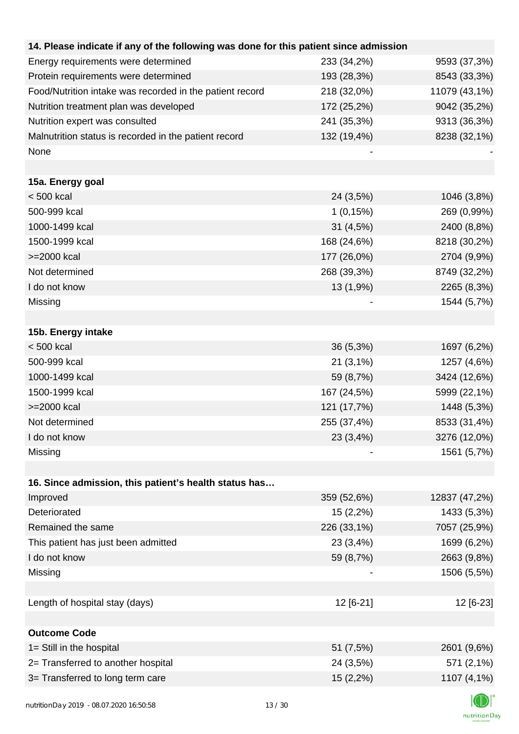| 14. Please indicate if any of the following was done for this patient since admission | | |
|---|---|---|
| Energy requirements were determined | 233 (34,2%) | 9593 (37,3%) |
| Protein requirements were determined | 193 (28,3%) | 8543 (33,3%) |
| Food/Nutrition intake was recorded in the patient record | 218 (32,0%) | 11079 (43,1%) |
| Nutrition treatment plan was developed | 172 (25,2%) | 9042 (35,2%) |
| Nutrition expert was consulted | 241 (35,3%) | 9313 (36,3%) |
| Malnutrition status is recorded in the patient record | 132 (19,4%) | 8238 (32,1%) |
| None | - | - |
| | | |
| **15a. Energy goal** | | |
| < 500 kcal | 24 (3,5%) | 1046 (3,8%) |
| 500-999 kcal | 1 (0,15%) | 269 (0,99%) |
| 1000-1499 kcal | 31 (4,5%) | 2400 (8,8%) |
| 1500-1999 kcal | 168 (24,6%) | 8218 (30,2%) |
| >=2000 kcal | 177 (26,0%) | 2704 (9,9%) |
| Not determined | 268 (39,3%) | 8749 (32,2%) |
| I do not know | 13 (1,9%) | 2265 (8,3%) |
| Missing | - | 1544 (5,7%) |
| | | |
| **15b. Energy intake** | | |
| < 500 kcal | 36 (5,3%) | 1697 (6,2%) |
| 500-999 kcal | 21 (3,1%) | 1257 (4,6%) |
| 1000-1499 kcal | 59 (8,7%) | 3424 (12,6%) |
| 1500-1999 kcal | 167 (24,5%) | 5999 (22,1%) |
| >=2000 kcal | 121 (17,7%) | 1448 (5,3%) |
| Not determined | 255 (37,4%) | 8533 (31,4%) |
| I do not know | 23 (3,4%) | 3276 (12,0%) |
| Missing | - | 1561 (5,7%) |
| | | |
| **16. Since admission, this patient's health status has…** | | |
| Improved | 359 (52,6%) | 12837 (47,2%) |
| Deteriorated | 15 (2,2%) | 1433 (5,3%) |
| Remained the same | 226 (33,1%) | 7057 (25,9%) |
| This patient has just been admitted | 23 (3,4%) | 1699 (6,2%) |
| I do not know | 59 (8,7%) | 2663 (9,8%) |
| Missing | - | 1506 (5,5%) |
| | | |
| Length of hospital stay (days) | 12 [6-21] | 12 [6-23] |
| | | |
| **Outcome Code** | | |
| 1= Still in the hospital | 51 (7,5%) | 2601 (9,6%) |
| 2= Transferred to another hospital | 24 (3,5%) | 571 (2,1%) |
| 3= Transferred to long term care | 15 (2,2%) | 1107 (4,1%) |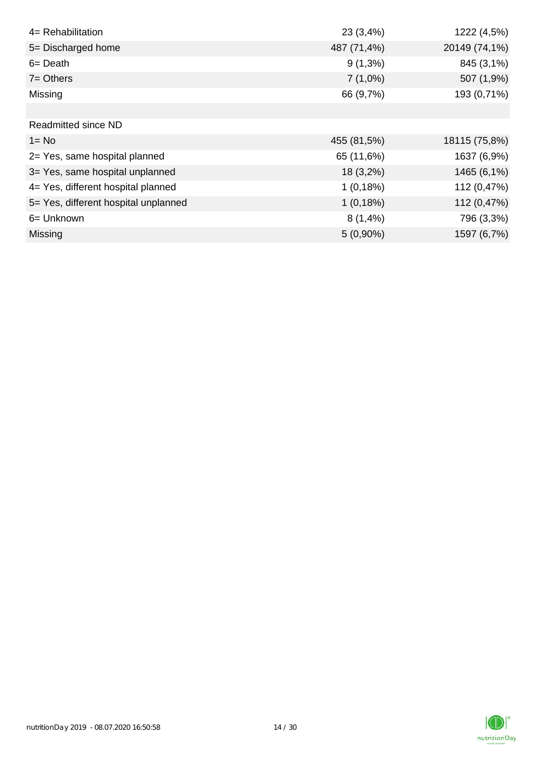| | | |
|---|---|---|
| 4= Rehabilitation | 23 (3,4%) | 1222 (4,5%) |
| 5= Discharged home | 487 (71,4%) | 20149 (74,1%) |
| 6= Death | 9 (1,3%) | 845 (3,1%) |
| 7= Others | 7 (1,0%) | 507 (1,9%) |
| Missing | 66 (9,7%) | 193 (0,71%) |
| | | |
| Readmitted since ND | | |
| 1= No | 455 (81,5%) | 18115 (75,8%) |
| 2= Yes, same hospital planned | 65 (11,6%) | 1637 (6,9%) |
| 3= Yes, same hospital unplanned | 18 (3,2%) | 1465 (6,1%) |
| 4= Yes, different hospital planned | 1 (0,18%) | 112 (0,47%) |
| 5= Yes, different hospital unplanned | 1 (0,18%) | 112 (0,47%) |
| 6= Unknown | 8 (1,4%) | 796 (3,3%) |
| Missing | 5 (0,90%) | 1597 (6,7%) |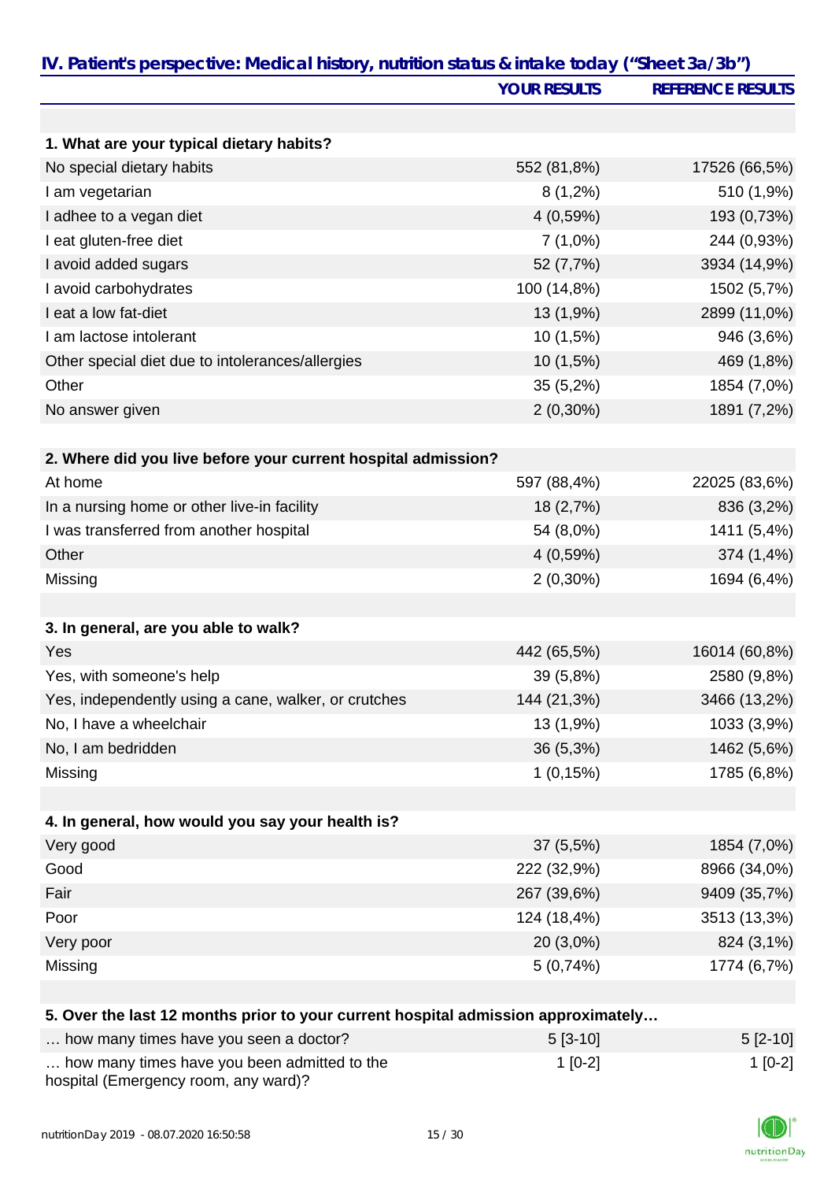## IV. Patient's perspective: Medical history, nutrition status & intake today ("Sheet 3a/3b")

| | YOUR RESULTS | REFERENCE RESULTS |
|---|---|---|
| **1. What are your typical dietary habits?** | | |
| No special dietary habits | 552 (81,8%) | 17526 (66,5%) |
| I am vegetarian | 8 (1,2%) | 510 (1,9%) |
| I adhee to a vegan diet | 4 (0,59%) | 193 (0,73%) |
| I eat gluten-free diet | 7 (1,0%) | 244 (0,93%) |
| I avoid added sugars | 52 (7,7%) | 3934 (14,9%) |
| I avoid carbohydrates | 100 (14,8%) | 1502 (5,7%) |
| I eat a low fat-diet | 13 (1,9%) | 2899 (11,0%) |
| I am lactose intolerant | 10 (1,5%) | 946 (3,6%) |
| Other special diet due to intolerances/allergies | 10 (1,5%) | 469 (1,8%) |
| Other | 35 (5,2%) | 1854 (7,0%) |
| No answer given | 2 (0,30%) | 1891 (7,2%) |
| **2. Where did you live before your current hospital admission?** | | |
| At home | 597 (88,4%) | 22025 (83,6%) |
| In a nursing home or other live-in facility | 18 (2,7%) | 836 (3,2%) |
| I was transferred from another hospital | 54 (8,0%) | 1411 (5,4%) |
| Other | 4 (0,59%) | 374 (1,4%) |
| Missing | 2 (0,30%) | 1694 (6,4%) |
| **3. In general, are you able to walk?** | | |
| Yes | 442 (65,5%) | 16014 (60,8%) |
| Yes, with someone's help | 39 (5,8%) | 2580 (9,8%) |
| Yes, independently using a cane, walker, or crutches | 144 (21,3%) | 3466 (13,2%) |
| No, I have a wheelchair | 13 (1,9%) | 1033 (3,9%) |
| No, I am bedridden | 36 (5,3%) | 1462 (5,6%) |
| Missing | 1 (0,15%) | 1785 (6,8%) |
| **4. In general, how would you say your health is?** | | |
| Very good | 37 (5,5%) | 1854 (7,0%) |
| Good | 222 (32,9%) | 8966 (34,0%) |
| Fair | 267 (39,6%) | 9409 (35,7%) |
| Poor | 124 (18,4%) | 3513 (13,3%) |
| Very poor | 20 (3,0%) | 824 (3,1%) |
| Missing | 5 (0,74%) | 1774 (6,7%) |
| **5. Over the last 12 months prior to your current hospital admission approximately…** | | |
| … how many times have you seen a doctor? | 5 [3-10] | 5 [2-10] |
| … how many times have you been admitted to the hospital (Emergency room, any ward)? | 1 [0-2] | 1 [0-2] |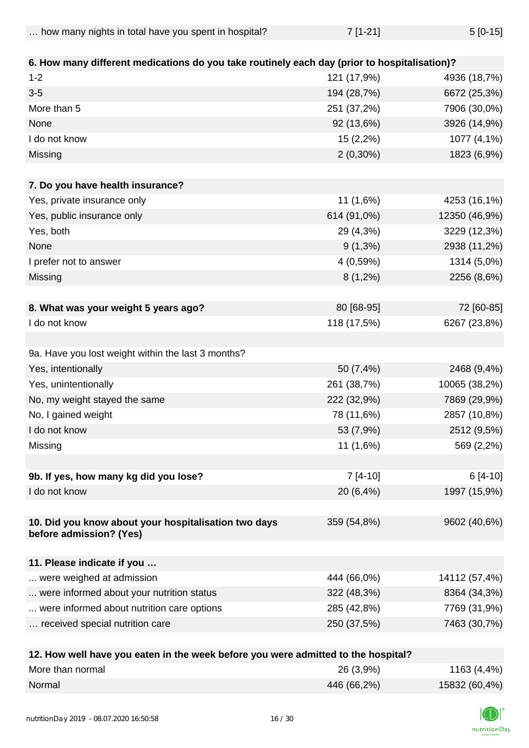| | | |
|---|---|---|
| … how many nights in total have you spent in hospital? | 7 [1-21] | 5 [0-15] |
| | | |
| **6. How many different medications do you take routinely each day (prior to hospitalisation)?** | | |
| 1-2 | 121 (17,9%) | 4936 (18,7%) |
| 3-5 | 194 (28,7%) | 6672 (25,3%) |
| More than 5 | 251 (37,2%) | 7906 (30,0%) |
| None | 92 (13,6%) | 3926 (14,9%) |
| I do not know | 15 (2,2%) | 1077 (4,1%) |
| Missing | 2 (0,30%) | 1823 (6,9%) |
| | | |
| **7. Do you have health insurance?** | | |
| Yes, private insurance only | 11 (1,6%) | 4253 (16,1%) |
| Yes, public insurance only | 614 (91,0%) | 12350 (46,9%) |
| Yes, both | 29 (4,3%) | 3229 (12,3%) |
| None | 9 (1,3%) | 2938 (11,2%) |
| I prefer not to answer | 4 (0,59%) | 1314 (5,0%) |
| Missing | 8 (1,2%) | 2256 (8,6%) |
| | | |
| **8. What was your weight 5 years ago?** | 80 [68-95] | 72 [60-85] |
| I do not know | 118 (17,5%) | 6267 (23,8%) |
| | | |
| 9a. Have you lost weight within the last 3 months? | | |
| Yes, intentionally | 50 (7,4%) | 2468 (9,4%) |
| Yes, unintentionally | 261 (38,7%) | 10065 (38,2%) |
| No, my weight stayed the same | 222 (32,9%) | 7869 (29,9%) |
| No, I gained weight | 78 (11,6%) | 2857 (10,8%) |
| I do not know | 53 (7,9%) | 2512 (9,5%) |
| Missing | 11 (1,6%) | 569 (2,2%) |
| | | |
| **9b. If yes, how many kg did you lose?** | 7 [4-10] | 6 [4-10] |
| I do not know | 20 (6,4%) | 1997 (15,9%) |
| | | |
| **10. Did you know about your hospitalisation two days before admission? (Yes)** | 359 (54,8%) | 9602 (40,6%) |
| | | |
| **11. Please indicate if you …** | | |
| ... were weighed at admission | 444 (66,0%) | 14112 (57,4%) |
| ... were informed about your nutrition status | 322 (48,3%) | 8364 (34,3%) |
| ... were informed about nutrition care options | 285 (42,8%) | 7769 (31,9%) |
| … received special nutrition care | 250 (37,5%) | 7463 (30,7%) |
| | | |
| **12. How well have you eaten in the week before you were admitted to the hospital?** | | |
| More than normal | 26 (3,9%) | 1163 (4,4%) |
| Normal | 446 (66,2%) | 15832 (60,4%) |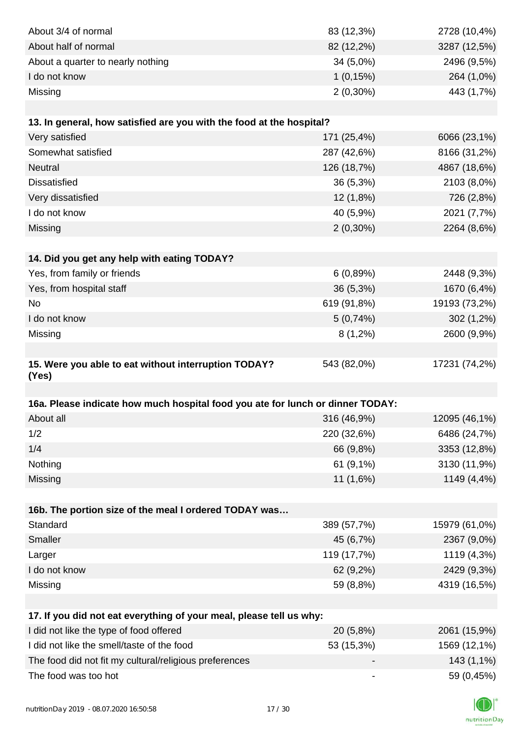| | | |
|---|---|---|
| About 3/4 of normal | 83 (12,3%) | 2728 (10,4%) |
| About half of normal | 82 (12,2%) | 3287 (12,5%) |
| About a quarter to nearly nothing | 34 (5,0%) | 2496 (9,5%) |
| I do not know | 1 (0,15%) | 264 (1,0%) |
| Missing | 2 (0,30%) | 443 (1,7%) |

| **13. In general, how satisfied are you with the food at the hospital?** | | |
|---|---|---|
| Very satisfied | 171 (25,4%) | 6066 (23,1%) |
| Somewhat satisfied | 287 (42,6%) | 8166 (31,2%) |
| Neutral | 126 (18,7%) | 4867 (18,6%) |
| Dissatisfied | 36 (5,3%) | 2103 (8,0%) |
| Very dissatisfied | 12 (1,8%) | 726 (2,8%) |
| I do not know | 40 (5,9%) | 2021 (7,7%) |
| Missing | 2 (0,30%) | 2264 (8,6%) |

| **14. Did you get any help with eating TODAY?** | | |
|---|---|---|
| Yes, from family or friends | 6 (0,89%) | 2448 (9,3%) |
| Yes, from hospital staff | 36 (5,3%) | 1670 (6,4%) |
| No | 619 (91,8%) | 19193 (73,2%) |
| I do not know | 5 (0,74%) | 302 (1,2%) |
| Missing | 8 (1,2%) | 2600 (9,9%) |

| **15. Were you able to eat without interruption TODAY? (Yes)** | 543 (82,0%) | 17231 (74,2%) |
|---|---|---|

| **16a. Please indicate how much hospital food you ate for lunch or dinner TODAY:** | | |
|---|---|---|
| About all | 316 (46,9%) | 12095 (46,1%) |
| 1/2 | 220 (32,6%) | 6486 (24,7%) |
| 1/4 | 66 (9,8%) | 3353 (12,8%) |
| Nothing | 61 (9,1%) | 3130 (11,9%) |
| Missing | 11 (1,6%) | 1149 (4,4%) |

| **16b. The portion size of the meal I ordered TODAY was…** | | |
|---|---|---|
| Standard | 389 (57,7%) | 15979 (61,0%) |
| Smaller | 45 (6,7%) | 2367 (9,0%) |
| Larger | 119 (17,7%) | 1119 (4,3%) |
| I do not know | 62 (9,2%) | 2429 (9,3%) |
| Missing | 59 (8,8%) | 4319 (16,5%) |

| **17. If you did not eat everything of your meal, please tell us why:** | | |
|---|---|---|
| I did not like the type of food offered | 20 (5,8%) | 2061 (15,9%) |
| I did not like the smell/taste of the food | 53 (15,3%) | 1569 (12,1%) |
| The food did not fit my cultural/religious preferences | - | 143 (1,1%) |
| The food was too hot | - | 59 (0,45%) |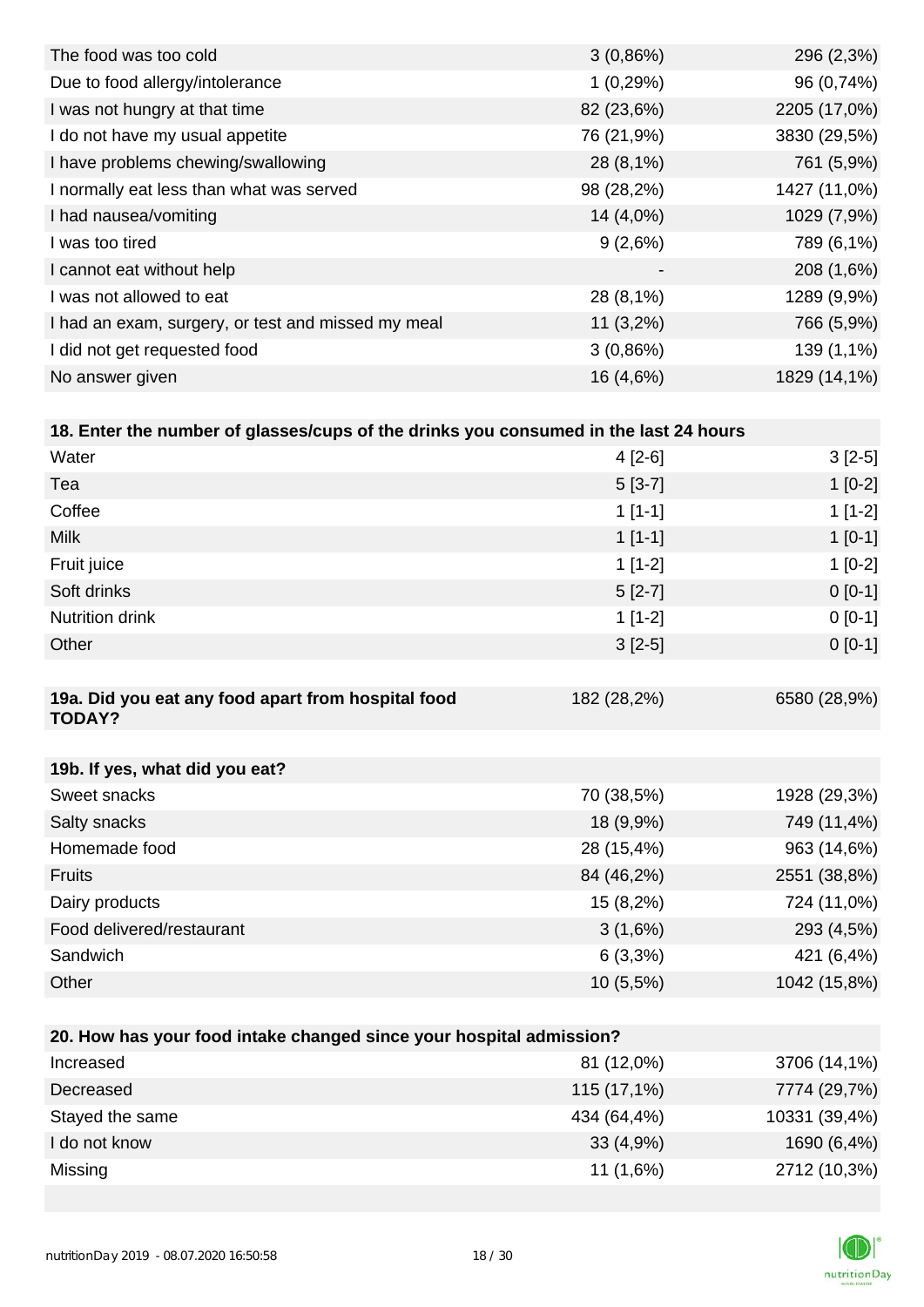| | | |
|---|---|---|
| The food was too cold | 3 (0,86%) | 296 (2,3%) |
| Due to food allergy/intolerance | 1 (0,29%) | 96 (0,74%) |
| I was not hungry at that time | 82 (23,6%) | 2205 (17,0%) |
| I do not have my usual appetite | 76 (21,9%) | 3830 (29,5%) |
| I have problems chewing/swallowing | 28 (8,1%) | 761 (5,9%) |
| I normally eat less than what was served | 98 (28,2%) | 1427 (11,0%) |
| I had nausea/vomiting | 14 (4,0%) | 1029 (7,9%) |
| I was too tired | 9 (2,6%) | 789 (6,1%) |
| I cannot eat without help | - | 208 (1,6%) |
| I was not allowed to eat | 28 (8,1%) | 1289 (9,9%) |
| I had an exam, surgery, or test and missed my meal | 11 (3,2%) | 766 (5,9%) |
| I did not get requested food | 3 (0,86%) | 139 (1,1%) |
| No answer given | 16 (4,6%) | 1829 (14,1%) |

| **18. Enter the number of glasses/cups of the drinks you consumed in the last 24 hours** | | |
|---|---|---|
| Water | 4 [2-6] | 3 [2-5] |
| Tea | 5 [3-7] | 1 [0-2] |
| Coffee | 1 [1-1] | 1 [1-2] |
| Milk | 1 [1-1] | 1 [0-1] |
| Fruit juice | 1 [1-2] | 1 [0-2] |
| Soft drinks | 5 [2-7] | 0 [0-1] |
| Nutrition drink | 1 [1-2] | 0 [0-1] |
| Other | 3 [2-5] | 0 [0-1] |

| **19a. Did you eat any food apart from hospital food TODAY?** | 182 (28,2%) | 6580 (28,9%) |
|---|---|---|

| **19b. If yes, what did you eat?** | | |
|---|---|---|
| Sweet snacks | 70 (38,5%) | 1928 (29,3%) |
| Salty snacks | 18 (9,9%) | 749 (11,4%) |
| Homemade food | 28 (15,4%) | 963 (14,6%) |
| Fruits | 84 (46,2%) | 2551 (38,8%) |
| Dairy products | 15 (8,2%) | 724 (11,0%) |
| Food delivered/restaurant | 3 (1,6%) | 293 (4,5%) |
| Sandwich | 6 (3,3%) | 421 (6,4%) |
| Other | 10 (5,5%) | 1042 (15,8%) |

| **20. How has your food intake changed since your hospital admission?** | | |
|---|---|---|
| Increased | 81 (12,0%) | 3706 (14,1%) |
| Decreased | 115 (17,1%) | 7774 (29,7%) |
| Stayed the same | 434 (64,4%) | 10331 (39,4%) |
| I do not know | 33 (4,9%) | 1690 (6,4%) |
| Missing | 11 (1,6%) | 2712 (10,3%) |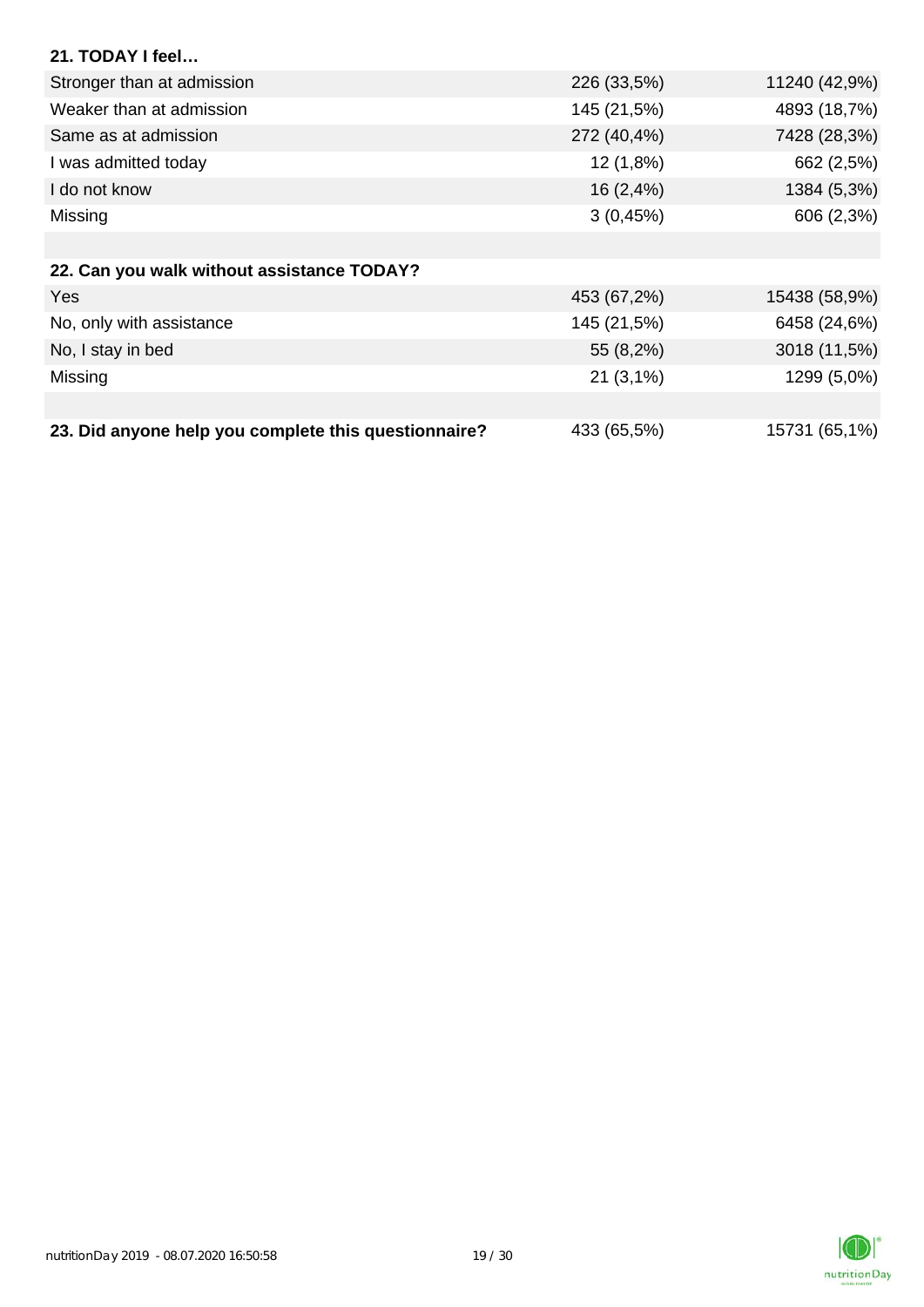**21. TODAY I feel…**

| | | |
|---|---|---|
| Stronger than at admission | 226 (33,5%) | 11240 (42,9%) |
| Weaker than at admission | 145 (21,5%) | 4893 (18,7%) |
| Same as at admission | 272 (40,4%) | 7428 (28,3%) |
| I was admitted today | 12 (1,8%) | 662 (2,5%) |
| I do not know | 16 (2,4%) | 1384 (5,3%) |
| Missing | 3 (0,45%) | 606 (2,3%) |

**22. Can you walk without assistance TODAY?**

| | | |
|---|---|---|
| Yes | 453 (67,2%) | 15438 (58,9%) |
| No, only with assistance | 145 (21,5%) | 6458 (24,6%) |
| No, I stay in bed | 55 (8,2%) | 3018 (11,5%) |
| Missing | 21 (3,1%) | 1299 (5,0%) |

| | | |
|---|---|---|
| **23. Did anyone help you complete this questionnaire?** | 433 (65,5%) | 15731 (65,1%) |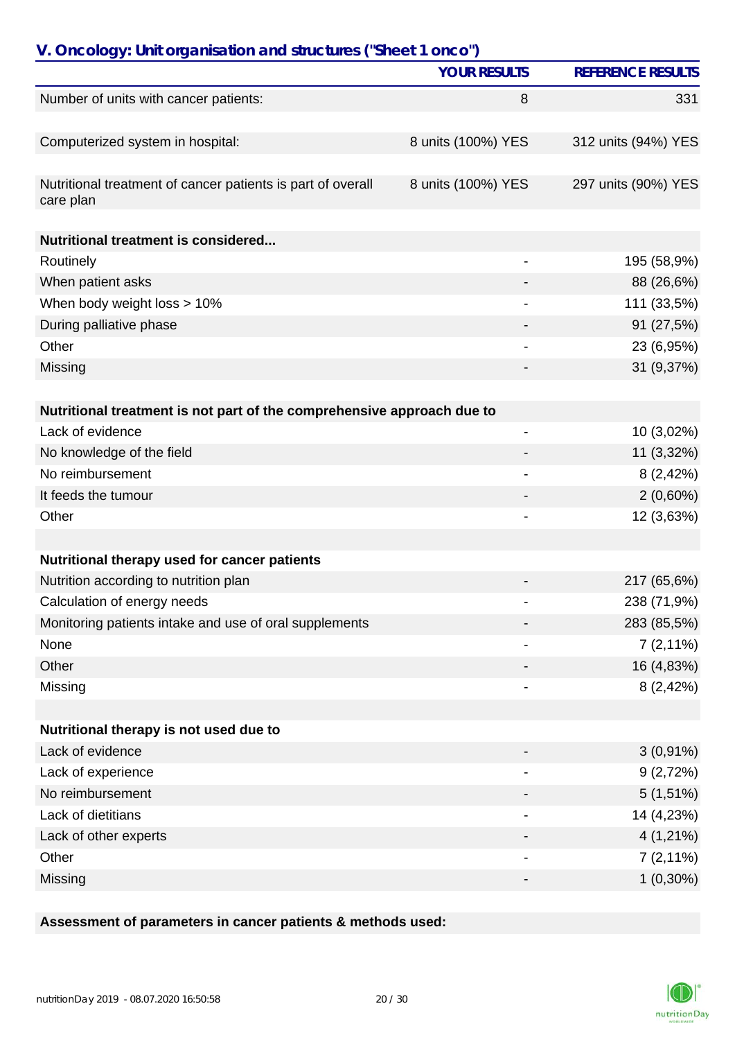## V. Oncology: Unit organisation and structures ("Sheet 1 onco")

| | YOUR RESULTS | REFERENCE RESULTS |
|---|---|---|
| Number of units with cancer patients: | 8 | 331 |
| | | |
| Computerized system in hospital: | 8 units (100%) YES | 312 units (94%) YES |
| | | |
| Nutritional treatment of cancer patients is part of overall care plan | 8 units (100%) YES | 297 units (90%) YES |
| | | |
| **Nutritional treatment is considered...** | | |
| Routinely | - | 195 (58,9%) |
| When patient asks | - | 88 (26,6%) |
| When body weight loss > 10% | - | 111 (33,5%) |
| During palliative phase | - | 91 (27,5%) |
| Other | - | 23 (6,95%) |
| Missing | - | 31 (9,37%) |
| | | |
| **Nutritional treatment is not part of the comprehensive approach due to** | | |
| Lack of evidence | - | 10 (3,02%) |
| No knowledge of the field | - | 11 (3,32%) |
| No reimbursement | - | 8 (2,42%) |
| It feeds the tumour | - | 2 (0,60%) |
| Other | - | 12 (3,63%) |
| | | |
| **Nutritional therapy used for cancer patients** | | |
| Nutrition according to nutrition plan | - | 217 (65,6%) |
| Calculation of energy needs | - | 238 (71,9%) |
| Monitoring patients intake and use of oral supplements | - | 283 (85,5%) |
| None | - | 7 (2,11%) |
| Other | - | 16 (4,83%) |
| Missing | - | 8 (2,42%) |
| | | |
| **Nutritional therapy is not used due to** | | |
| Lack of evidence | - | 3 (0,91%) |
| Lack of experience | - | 9 (2,72%) |
| No reimbursement | - | 5 (1,51%) |
| Lack of dietitians | - | 14 (4,23%) |
| Lack of other experts | - | 4 (1,21%) |
| Other | - | 7 (2,11%) |
| Missing | - | 1 (0,30%) |

**Assessment of parameters in cancer patients & methods used:**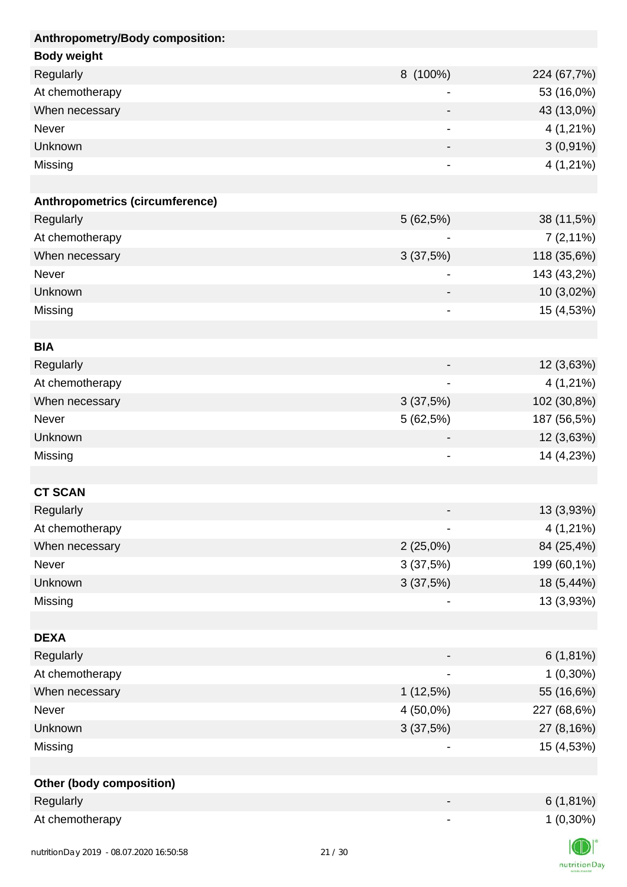| Anthropometry/Body composition: | | |
|---|---|---|
| **Body weight** | | |
| Regularly | 8 (100%) | 224 (67,7%) |
| At chemotherapy | - | 53 (16,0%) |
| When necessary | - | 43 (13,0%) |
| Never | - | 4 (1,21%) |
| Unknown | - | 3 (0,91%) |
| Missing | - | 4 (1,21%) |
| | | |
| **Anthropometrics (circumference)** | | |
| Regularly | 5 (62,5%) | 38 (11,5%) |
| At chemotherapy | - | 7 (2,11%) |
| When necessary | 3 (37,5%) | 118 (35,6%) |
| Never | - | 143 (43,2%) |
| Unknown | - | 10 (3,02%) |
| Missing | - | 15 (4,53%) |
| | | |
| **BIA** | | |
| Regularly | - | 12 (3,63%) |
| At chemotherapy | - | 4 (1,21%) |
| When necessary | 3 (37,5%) | 102 (30,8%) |
| Never | 5 (62,5%) | 187 (56,5%) |
| Unknown | - | 12 (3,63%) |
| Missing | - | 14 (4,23%) |
| | | |
| **CT SCAN** | | |
| Regularly | - | 13 (3,93%) |
| At chemotherapy | - | 4 (1,21%) |
| When necessary | 2 (25,0%) | 84 (25,4%) |
| Never | 3 (37,5%) | 199 (60,1%) |
| Unknown | 3 (37,5%) | 18 (5,44%) |
| Missing | - | 13 (3,93%) |
| | | |
| **DEXA** | | |
| Regularly | - | 6 (1,81%) |
| At chemotherapy | - | 1 (0,30%) |
| When necessary | 1 (12,5%) | 55 (16,6%) |
| Never | 4 (50,0%) | 227 (68,6%) |
| Unknown | 3 (37,5%) | 27 (8,16%) |
| Missing | - | 15 (4,53%) |
| | | |
| **Other (body composition)** | | |
| Regularly | - | 6 (1,81%) |
| At chemotherapy | - | 1 (0,30%) |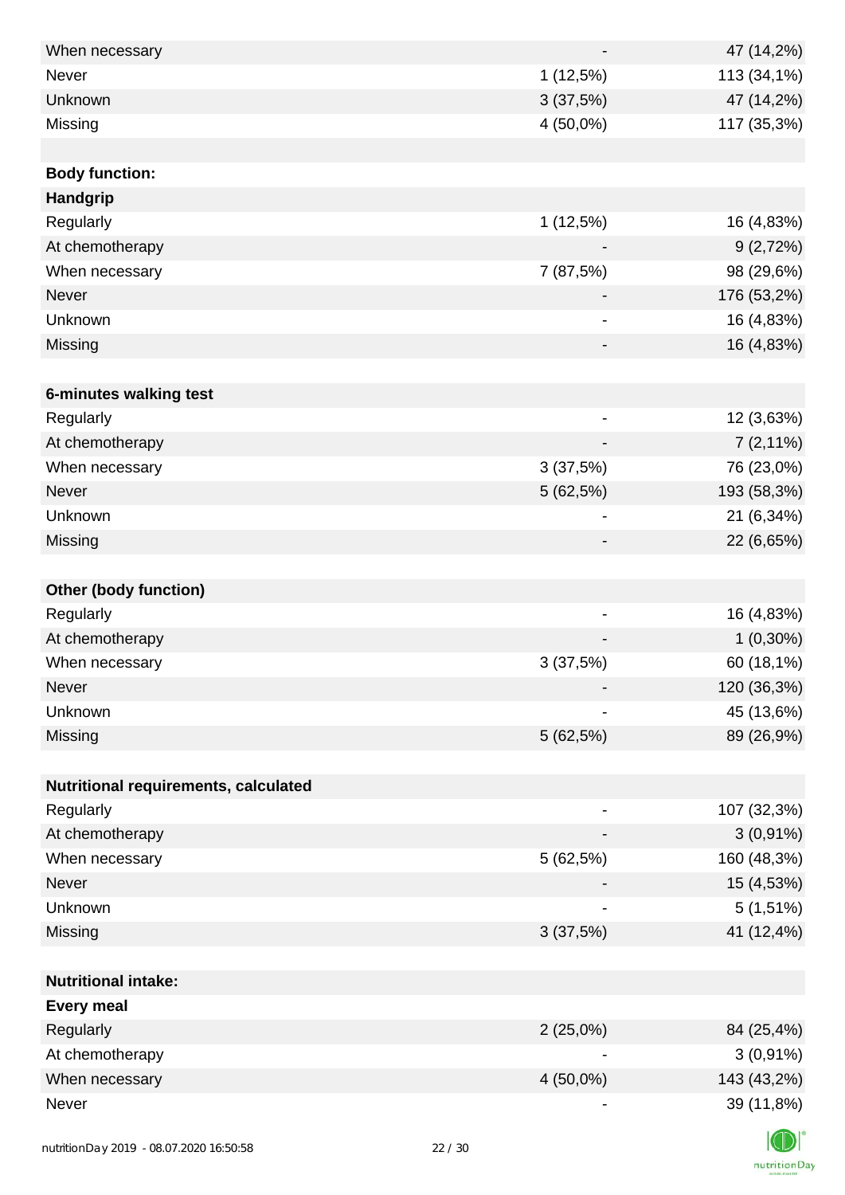| | | |
|---|---|---|
| When necessary | - | 47 (14,2%) |
| Never | 1 (12,5%) | 113 (34,1%) |
| Unknown | 3 (37,5%) | 47 (14,2%) |
| Missing | 4 (50,0%) | 117 (35,3%) |
| | | |
| **Body function:** | | |
| **Handgrip** | | |
| Regularly | 1 (12,5%) | 16 (4,83%) |
| At chemotherapy | - | 9 (2,72%) |
| When necessary | 7 (87,5%) | 98 (29,6%) |
| Never | - | 176 (53,2%) |
| Unknown | - | 16 (4,83%) |
| Missing | - | 16 (4,83%) |
| | | |
| **6-minutes walking test** | | |
| Regularly | - | 12 (3,63%) |
| At chemotherapy | - | 7 (2,11%) |
| When necessary | 3 (37,5%) | 76 (23,0%) |
| Never | 5 (62,5%) | 193 (58,3%) |
| Unknown | - | 21 (6,34%) |
| Missing | - | 22 (6,65%) |
| | | |
| **Other (body function)** | | |
| Regularly | - | 16 (4,83%) |
| At chemotherapy | - | 1 (0,30%) |
| When necessary | 3 (37,5%) | 60 (18,1%) |
| Never | - | 120 (36,3%) |
| Unknown | - | 45 (13,6%) |
| Missing | 5 (62,5%) | 89 (26,9%) |
| | | |
| **Nutritional requirements, calculated** | | |
| Regularly | - | 107 (32,3%) |
| At chemotherapy | - | 3 (0,91%) |
| When necessary | 5 (62,5%) | 160 (48,3%) |
| Never | - | 15 (4,53%) |
| Unknown | - | 5 (1,51%) |
| Missing | 3 (37,5%) | 41 (12,4%) |
| | | |
| **Nutritional intake:** | | |
| **Every meal** | | |
| Regularly | 2 (25,0%) | 84 (25,4%) |
| At chemotherapy | - | 3 (0,91%) |
| When necessary | 4 (50,0%) | 143 (43,2%) |
| Never | - | 39 (11,8%) |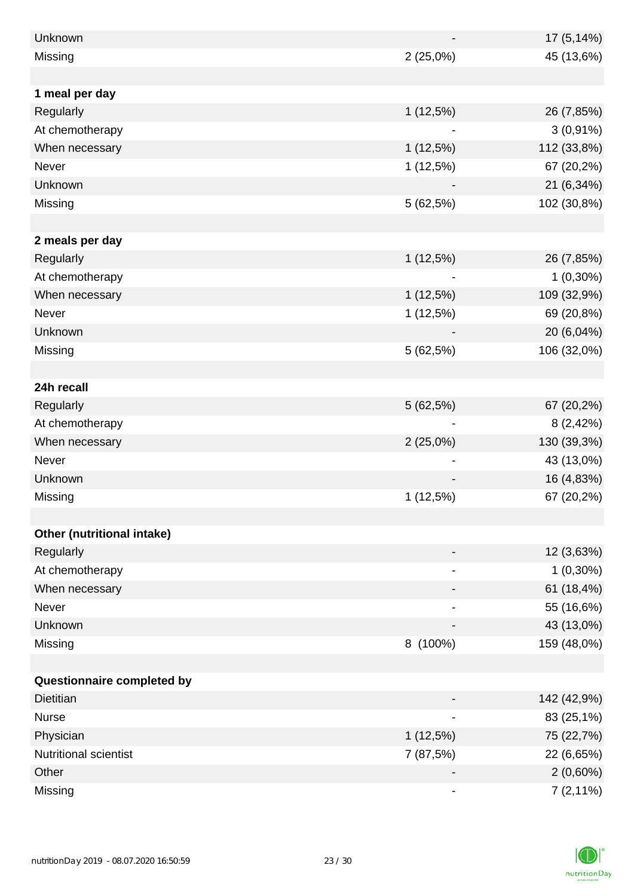| | | |
|---|---|---|
| Unknown | - | 17 (5,14%) |
| Missing | 2 (25,0%) | 45 (13,6%) |
| | | |
| **1 meal per day** | | |
| Regularly | 1 (12,5%) | 26 (7,85%) |
| At chemotherapy | - | 3 (0,91%) |
| When necessary | 1 (12,5%) | 112 (33,8%) |
| Never | 1 (12,5%) | 67 (20,2%) |
| Unknown | - | 21 (6,34%) |
| Missing | 5 (62,5%) | 102 (30,8%) |
| | | |
| **2 meals per day** | | |
| Regularly | 1 (12,5%) | 26 (7,85%) |
| At chemotherapy | - | 1 (0,30%) |
| When necessary | 1 (12,5%) | 109 (32,9%) |
| Never | 1 (12,5%) | 69 (20,8%) |
| Unknown | - | 20 (6,04%) |
| Missing | 5 (62,5%) | 106 (32,0%) |
| | | |
| **24h recall** | | |
| Regularly | 5 (62,5%) | 67 (20,2%) |
| At chemotherapy | - | 8 (2,42%) |
| When necessary | 2 (25,0%) | 130 (39,3%) |
| Never | - | 43 (13,0%) |
| Unknown | - | 16 (4,83%) |
| Missing | 1 (12,5%) | 67 (20,2%) |
| | | |
| **Other (nutritional intake)** | | |
| Regularly | - | 12 (3,63%) |
| At chemotherapy | - | 1 (0,30%) |
| When necessary | - | 61 (18,4%) |
| Never | - | 55 (16,6%) |
| Unknown | - | 43 (13,0%) |
| Missing | 8 (100%) | 159 (48,0%) |
| | | |
| **Questionnaire completed by** | | |
| Dietitian | - | 142 (42,9%) |
| Nurse | - | 83 (25,1%) |
| Physician | 1 (12,5%) | 75 (22,7%) |
| Nutritional scientist | 7 (87,5%) | 22 (6,65%) |
| Other | - | 2 (0,60%) |
| Missing | - | 7 (2,11%) |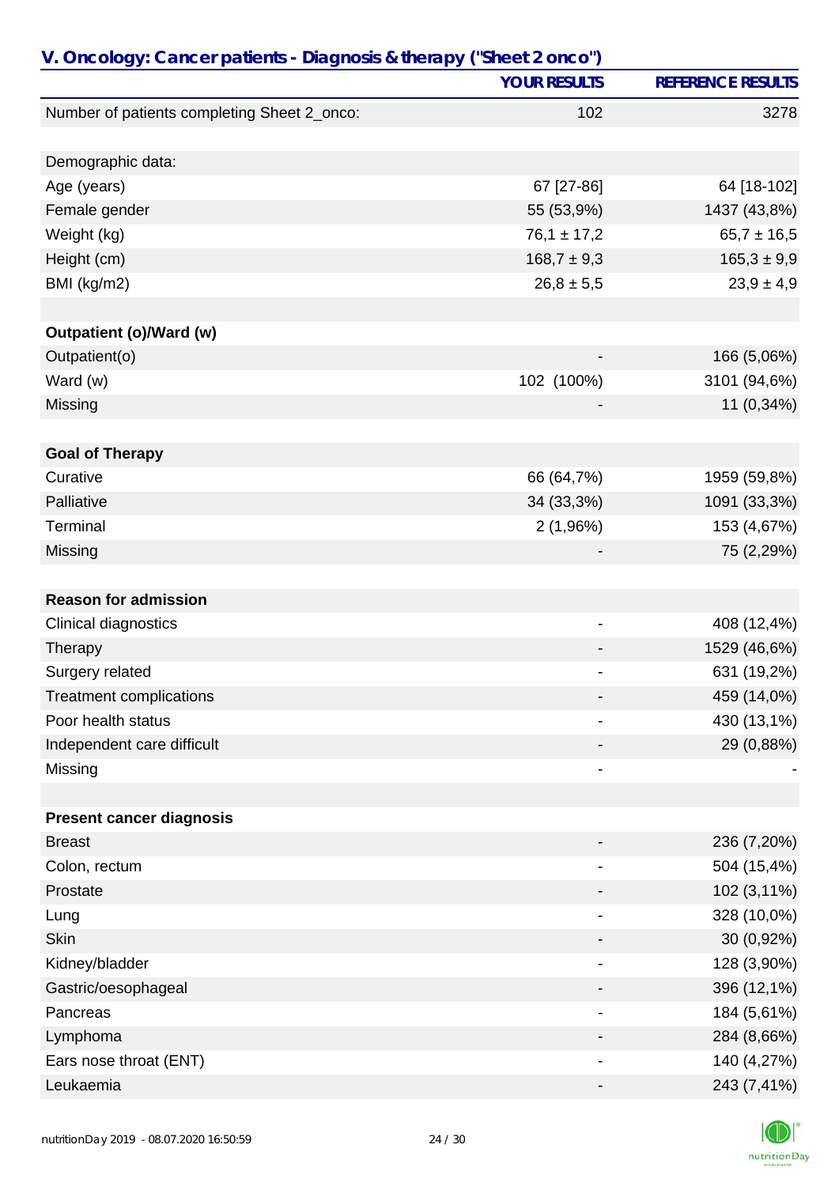## V. Oncology: Cancer patients - Diagnosis & therapy ("Sheet 2 onco")

| | YOUR RESULTS | REFERENCE RESULTS |
|---|---|---|
| Number of patients completing Sheet 2_onco: | 102 | 3278 |
| | | |
| Demographic data: | | |
| Age (years) | 67 [27-86] | 64 [18-102] |
| Female gender | 55 (53,9%) | 1437 (43,8%) |
| Weight (kg) | 76,1 ± 17,2 | 65,7 ± 16,5 |
| Height (cm) | 168,7 ± 9,3 | 165,3 ± 9,9 |
| BMI (kg/m2) | 26,8 ± 5,5 | 23,9 ± 4,9 |
| | | |
| **Outpatient (o)/Ward (w)** | | |
| Outpatient(o) | - | 166 (5,06%) |
| Ward (w) | 102 (100%) | 3101 (94,6%) |
| Missing | - | 11 (0,34%) |
| | | |
| **Goal of Therapy** | | |
| Curative | 66 (64,7%) | 1959 (59,8%) |
| Palliative | 34 (33,3%) | 1091 (33,3%) |
| Terminal | 2 (1,96%) | 153 (4,67%) |
| Missing | - | 75 (2,29%) |
| | | |
| **Reason for admission** | | |
| Clinical diagnostics | - | 408 (12,4%) |
| Therapy | - | 1529 (46,6%) |
| Surgery related | - | 631 (19,2%) |
| Treatment complications | - | 459 (14,0%) |
| Poor health status | - | 430 (13,1%) |
| Independent care difficult | - | 29 (0,88%) |
| Missing | - | - |
| | | |
| **Present cancer diagnosis** | | |
| Breast | - | 236 (7,20%) |
| Colon, rectum | - | 504 (15,4%) |
| Prostate | - | 102 (3,11%) |
| Lung | - | 328 (10,0%) |
| Skin | - | 30 (0,92%) |
| Kidney/bladder | - | 128 (3,90%) |
| Gastric/oesophageal | - | 396 (12,1%) |
| Pancreas | - | 184 (5,61%) |
| Lymphoma | - | 284 (8,66%) |
| Ears nose throat (ENT) | - | 140 (4,27%) |
| Leukaemia | - | 243 (7,41%) |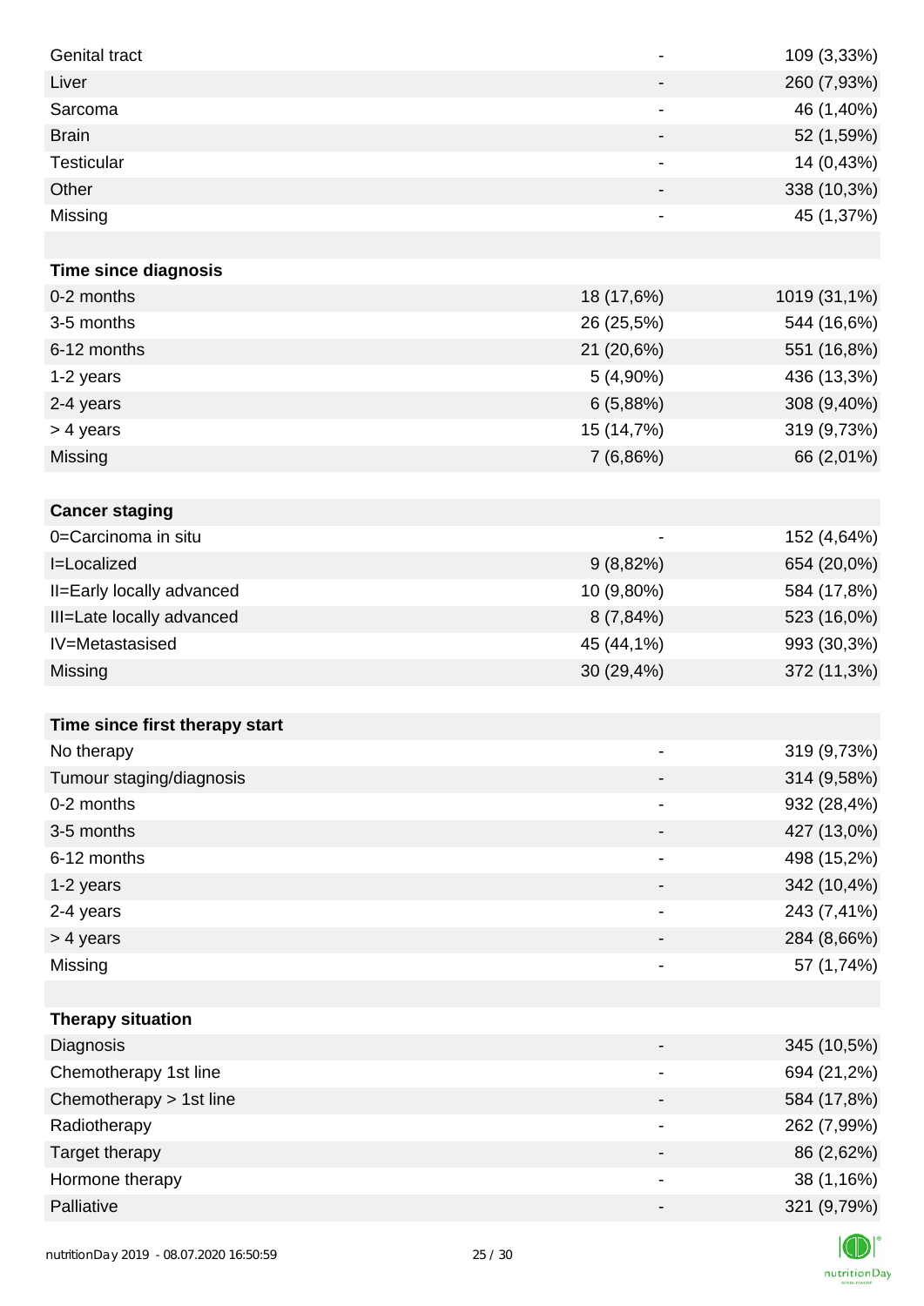| | | |
|---|---|---|
| Genital tract | - | 109 (3,33%) |
| Liver | - | 260 (7,93%) |
| Sarcoma | - | 46 (1,40%) |
| Brain | - | 52 (1,59%) |
| Testicular | - | 14 (0,43%) |
| Other | - | 338 (10,3%) |
| Missing | - | 45 (1,37%) |
| | | |
| **Time since diagnosis** | | |
| 0-2 months | 18 (17,6%) | 1019 (31,1%) |
| 3-5 months | 26 (25,5%) | 544 (16,6%) |
| 6-12 months | 21 (20,6%) | 551 (16,8%) |
| 1-2 years | 5 (4,90%) | 436 (13,3%) |
| 2-4 years | 6 (5,88%) | 308 (9,40%) |
| > 4 years | 15 (14,7%) | 319 (9,73%) |
| Missing | 7 (6,86%) | 66 (2,01%) |
| | | |
| **Cancer staging** | | |
| 0=Carcinoma in situ | - | 152 (4,64%) |
| I=Localized | 9 (8,82%) | 654 (20,0%) |
| II=Early locally advanced | 10 (9,80%) | 584 (17,8%) |
| III=Late locally advanced | 8 (7,84%) | 523 (16,0%) |
| IV=Metastasised | 45 (44,1%) | 993 (30,3%) |
| Missing | 30 (29,4%) | 372 (11,3%) |
| | | |
| **Time since first therapy start** | | |
| No therapy | - | 319 (9,73%) |
| Tumour staging/diagnosis | - | 314 (9,58%) |
| 0-2 months | - | 932 (28,4%) |
| 3-5 months | - | 427 (13,0%) |
| 6-12 months | - | 498 (15,2%) |
| 1-2 years | - | 342 (10,4%) |
| 2-4 years | - | 243 (7,41%) |
| > 4 years | - | 284 (8,66%) |
| Missing | - | 57 (1,74%) |
| | | |
| **Therapy situation** | | |
| Diagnosis | - | 345 (10,5%) |
| Chemotherapy 1st line | - | 694 (21,2%) |
| Chemotherapy > 1st line | - | 584 (17,8%) |
| Radiotherapy | - | 262 (7,99%) |
| Target therapy | - | 86 (2,62%) |
| Hormone therapy | - | 38 (1,16%) |
| Palliative | - | 321 (9,79%) |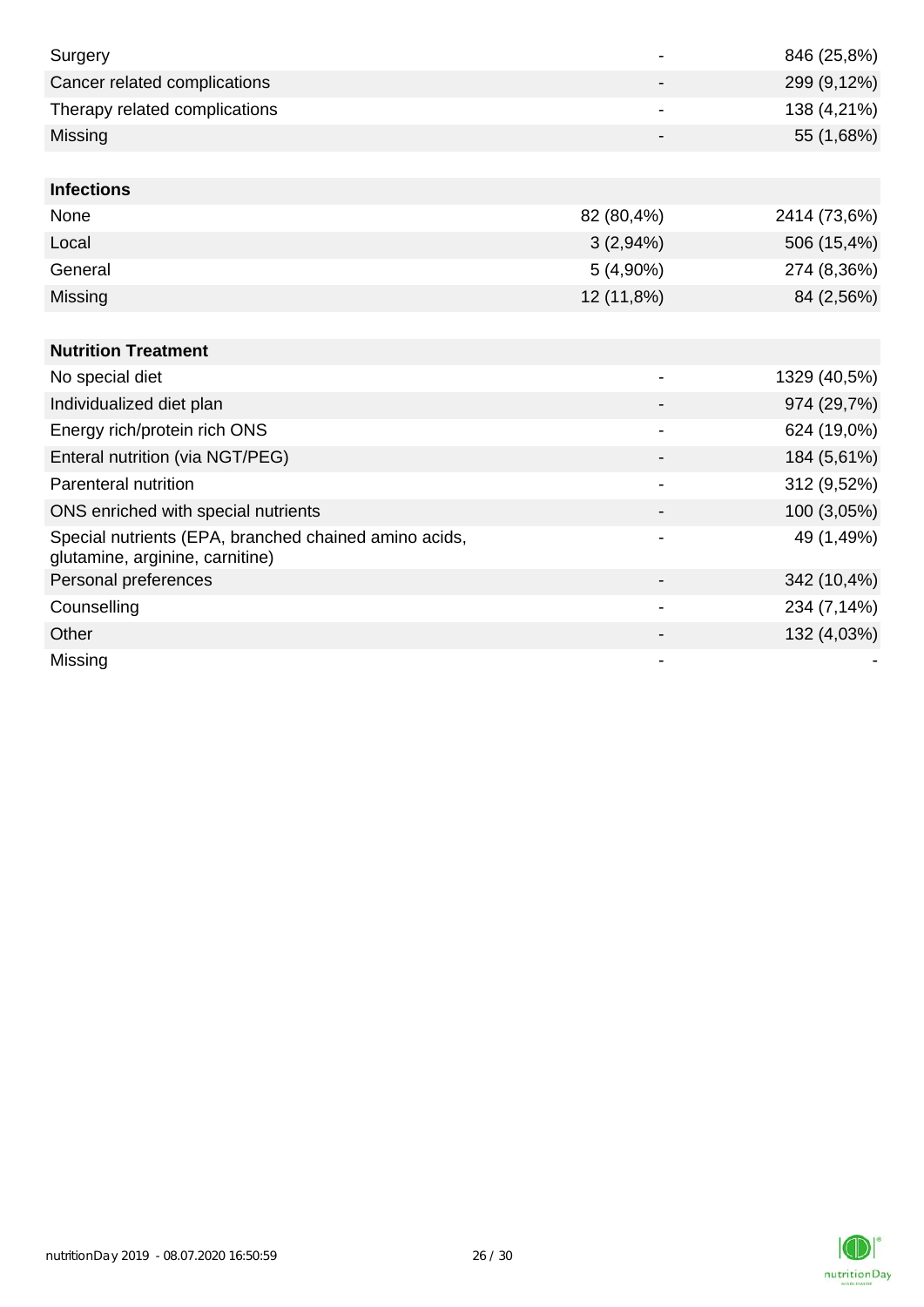| | | |
|---|---|---|
| Surgery | - | 846 (25,8%) |
| Cancer related complications | - | 299 (9,12%) |
| Therapy related complications | - | 138 (4,21%) |
| Missing | - | 55 (1,68%) |

| **Infections** | | |
|---|---|---|
| None | 82 (80,4%) | 2414 (73,6%) |
| Local | 3 (2,94%) | 506 (15,4%) |
| General | 5 (4,90%) | 274 (8,36%) |
| Missing | 12 (11,8%) | 84 (2,56%) |

| **Nutrition Treatment** | | |
|---|---|---|
| No special diet | - | 1329 (40,5%) |
| Individualized diet plan | - | 974 (29,7%) |
| Energy rich/protein rich ONS | - | 624 (19,0%) |
| Enteral nutrition (via NGT/PEG) | - | 184 (5,61%) |
| Parenteral nutrition | - | 312 (9,52%) |
| ONS enriched with special nutrients | - | 100 (3,05%) |
| Special nutrients (EPA, branched chained amino acids, glutamine, arginine, carnitine) | - | 49 (1,49%) |
| Personal preferences | - | 342 (10,4%) |
| Counselling | - | 234 (7,14%) |
| Other | - | 132 (4,03%) |
| Missing | - | - |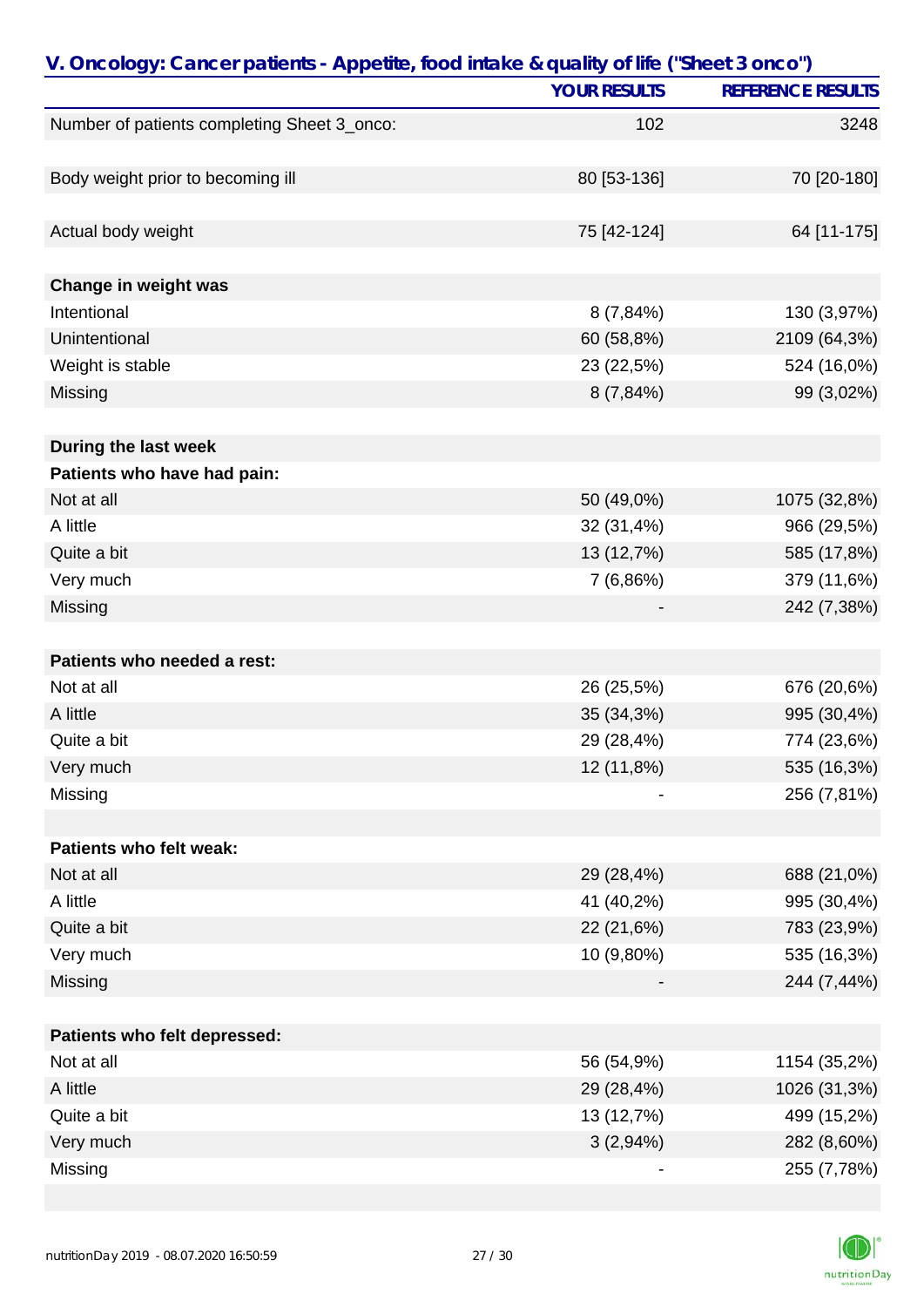## V. Oncology: Cancer patients - Appetite, food intake & quality of life ("Sheet 3 onco")

| | YOUR RESULTS | REFERENCE RESULTS |
|---|---|---|
| Number of patients completing Sheet 3_onco: | 102 | 3248 |
| | | |
| Body weight prior to becoming ill | 80 [53-136] | 70 [20-180] |
| | | |
| Actual body weight | 75 [42-124] | 64 [11-175] |
| | | |
| **Change in weight was** | | |
| Intentional | 8 (7,84%) | 130 (3,97%) |
| Unintentional | 60 (58,8%) | 2109 (64,3%) |
| Weight is stable | 23 (22,5%) | 524 (16,0%) |
| Missing | 8 (7,84%) | 99 (3,02%) |
| | | |
| **During the last week** | | |
| **Patients who have had pain:** | | |
| Not at all | 50 (49,0%) | 1075 (32,8%) |
| A little | 32 (31,4%) | 966 (29,5%) |
| Quite a bit | 13 (12,7%) | 585 (17,8%) |
| Very much | 7 (6,86%) | 379 (11,6%) |
| Missing | - | 242 (7,38%) |
| | | |
| **Patients who needed a rest:** | | |
| Not at all | 26 (25,5%) | 676 (20,6%) |
| A little | 35 (34,3%) | 995 (30,4%) |
| Quite a bit | 29 (28,4%) | 774 (23,6%) |
| Very much | 12 (11,8%) | 535 (16,3%) |
| Missing | - | 256 (7,81%) |
| | | |
| **Patients who felt weak:** | | |
| Not at all | 29 (28,4%) | 688 (21,0%) |
| A little | 41 (40,2%) | 995 (30,4%) |
| Quite a bit | 22 (21,6%) | 783 (23,9%) |
| Very much | 10 (9,80%) | 535 (16,3%) |
| Missing | - | 244 (7,44%) |
| | | |
| **Patients who felt depressed:** | | |
| Not at all | 56 (54,9%) | 1154 (35,2%) |
| A little | 29 (28,4%) | 1026 (31,3%) |
| Quite a bit | 13 (12,7%) | 499 (15,2%) |
| Very much | 3 (2,94%) | 282 (8,60%) |
| Missing | - | 255 (7,78%) |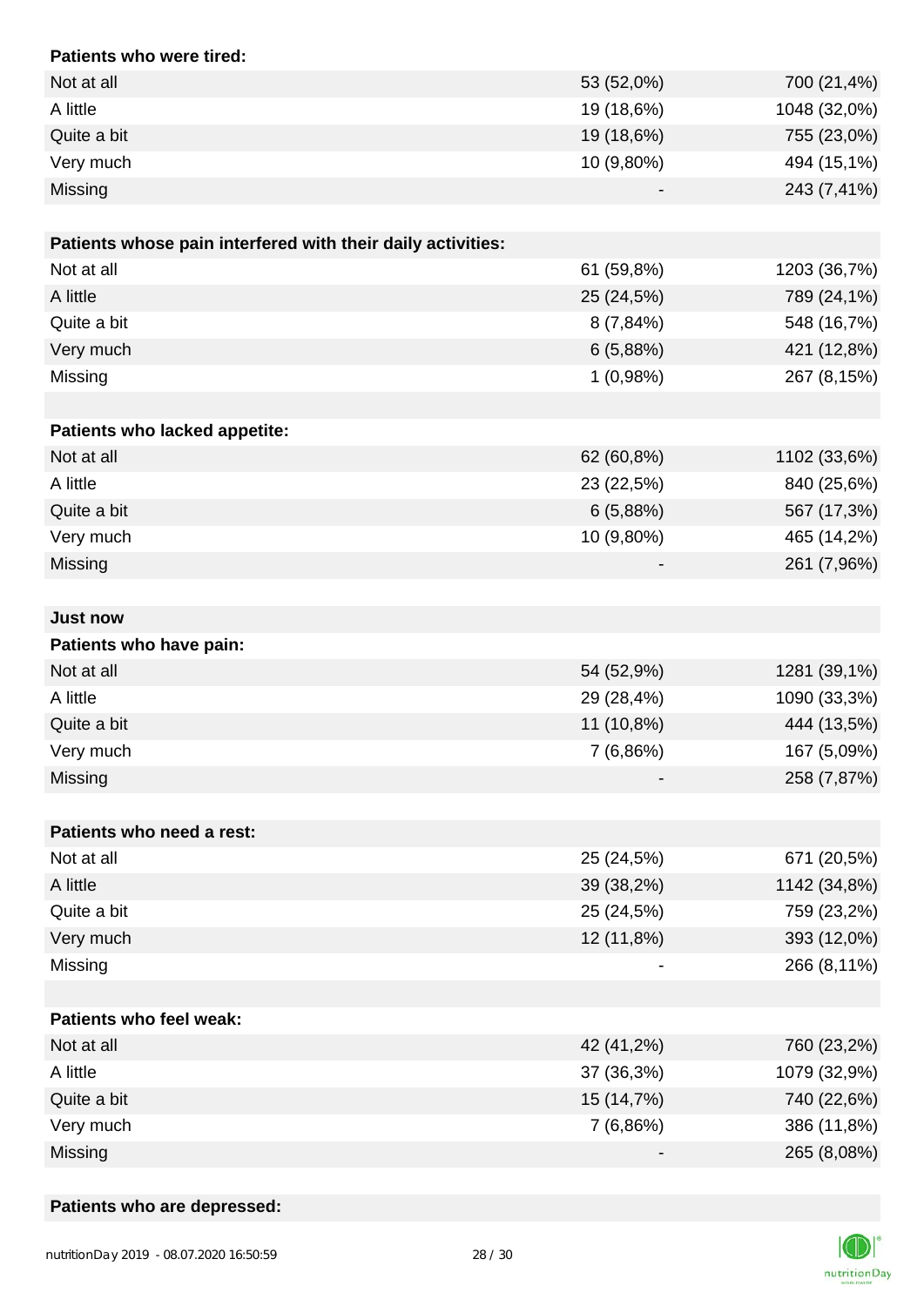| Patients who were tired: | | |
|---|---|---|
| Not at all | 53 (52,0%) | 700 (21,4%) |
| A little | 19 (18,6%) | 1048 (32,0%) |
| Quite a bit | 19 (18,6%) | 755 (23,0%) |
| Very much | 10 (9,80%) | 494 (15,1%) |
| Missing | - | 243 (7,41%) |

| Patients whose pain interfered with their daily activities: | | |
|---|---|---|
| Not at all | 61 (59,8%) | 1203 (36,7%) |
| A little | 25 (24,5%) | 789 (24,1%) |
| Quite a bit | 8 (7,84%) | 548 (16,7%) |
| Very much | 6 (5,88%) | 421 (12,8%) |
| Missing | 1 (0,98%) | 267 (8,15%) |

| Patients who lacked appetite: | | |
|---|---|---|
| Not at all | 62 (60,8%) | 1102 (33,6%) |
| A little | 23 (22,5%) | 840 (25,6%) |
| Quite a bit | 6 (5,88%) | 567 (17,3%) |
| Very much | 10 (9,80%) | 465 (14,2%) |
| Missing | - | 261 (7,96%) |

**Just now**

| Patients who have pain: | | |
|---|---|---|
| Not at all | 54 (52,9%) | 1281 (39,1%) |
| A little | 29 (28,4%) | 1090 (33,3%) |
| Quite a bit | 11 (10,8%) | 444 (13,5%) |
| Very much | 7 (6,86%) | 167 (5,09%) |
| Missing | - | 258 (7,87%) |

| Patients who need a rest: | | |
|---|---|---|
| Not at all | 25 (24,5%) | 671 (20,5%) |
| A little | 39 (38,2%) | 1142 (34,8%) |
| Quite a bit | 25 (24,5%) | 759 (23,2%) |
| Very much | 12 (11,8%) | 393 (12,0%) |
| Missing | - | 266 (8,11%) |

| Patients who feel weak: | | |
|---|---|---|
| Not at all | 42 (41,2%) | 760 (23,2%) |
| A little | 37 (36,3%) | 1079 (32,9%) |
| Quite a bit | 15 (14,7%) | 740 (22,6%) |
| Very much | 7 (6,86%) | 386 (11,8%) |
| Missing | - | 265 (8,08%) |

**Patients who are depressed:**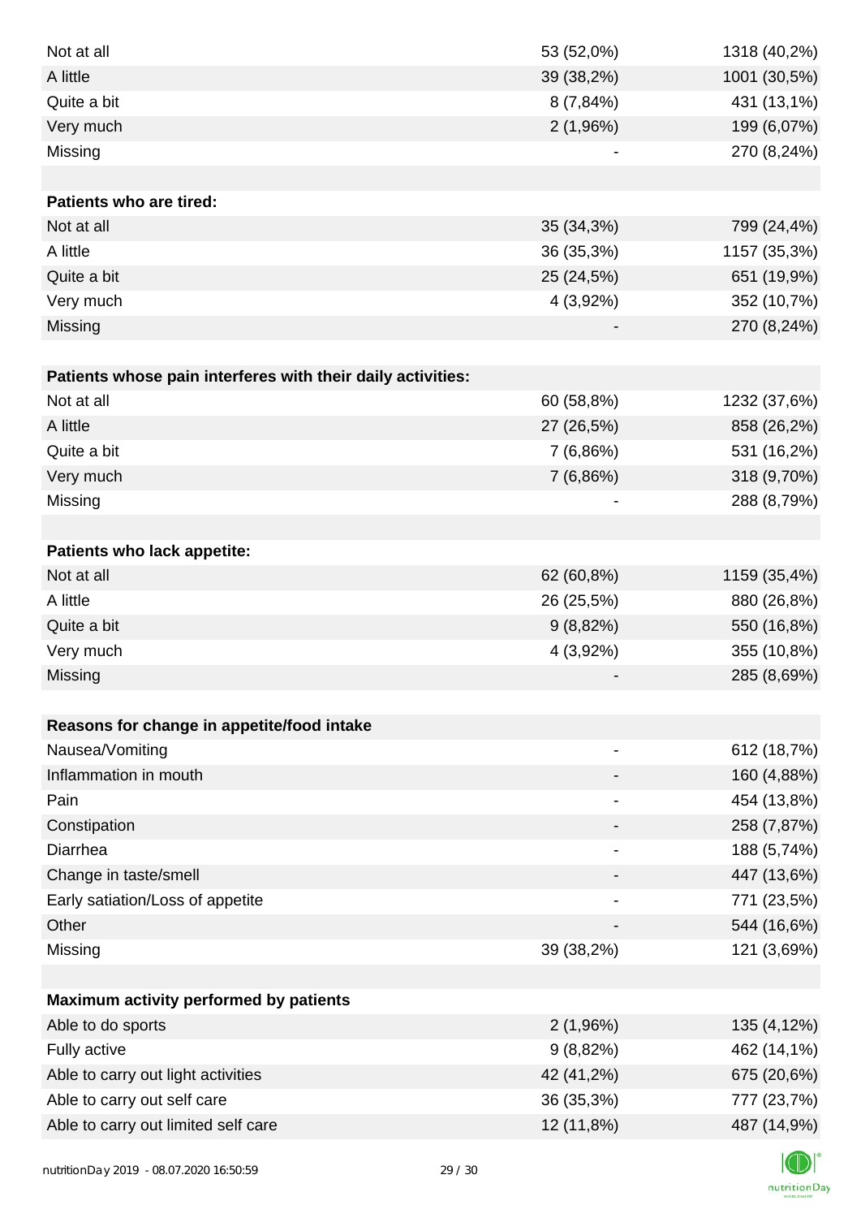| | | |
|---|---|---|
| Not at all | 53 (52,0%) | 1318 (40,2%) |
| A little | 39 (38,2%) | 1001 (30,5%) |
| Quite a bit | 8 (7,84%) | 431 (13,1%) |
| Very much | 2 (1,96%) | 199 (6,07%) |
| Missing | - | 270 (8,24%) |
| | | |
| **Patients who are tired:** | | |
| Not at all | 35 (34,3%) | 799 (24,4%) |
| A little | 36 (35,3%) | 1157 (35,3%) |
| Quite a bit | 25 (24,5%) | 651 (19,9%) |
| Very much | 4 (3,92%) | 352 (10,7%) |
| Missing | - | 270 (8,24%) |
| | | |
| **Patients whose pain interferes with their daily activities:** | | |
| Not at all | 60 (58,8%) | 1232 (37,6%) |
| A little | 27 (26,5%) | 858 (26,2%) |
| Quite a bit | 7 (6,86%) | 531 (16,2%) |
| Very much | 7 (6,86%) | 318 (9,70%) |
| Missing | - | 288 (8,79%) |
| | | |
| **Patients who lack appetite:** | | |
| Not at all | 62 (60,8%) | 1159 (35,4%) |
| A little | 26 (25,5%) | 880 (26,8%) |
| Quite a bit | 9 (8,82%) | 550 (16,8%) |
| Very much | 4 (3,92%) | 355 (10,8%) |
| Missing | - | 285 (8,69%) |
| | | |
| **Reasons for change in appetite/food intake** | | |
| Nausea/Vomiting | - | 612 (18,7%) |
| Inflammation in mouth | - | 160 (4,88%) |
| Pain | - | 454 (13,8%) |
| Constipation | - | 258 (7,87%) |
| Diarrhea | - | 188 (5,74%) |
| Change in taste/smell | - | 447 (13,6%) |
| Early satiation/Loss of appetite | - | 771 (23,5%) |
| Other | - | 544 (16,6%) |
| Missing | 39 (38,2%) | 121 (3,69%) |
| | | |
| **Maximum activity performed by patients** | | |
| Able to do sports | 2 (1,96%) | 135 (4,12%) |
| Fully active | 9 (8,82%) | 462 (14,1%) |
| Able to carry out light activities | 42 (41,2%) | 675 (20,6%) |
| Able to carry out self care | 36 (35,3%) | 777 (23,7%) |
| Able to carry out limited self care | 12 (11,8%) | 487 (14,9%) |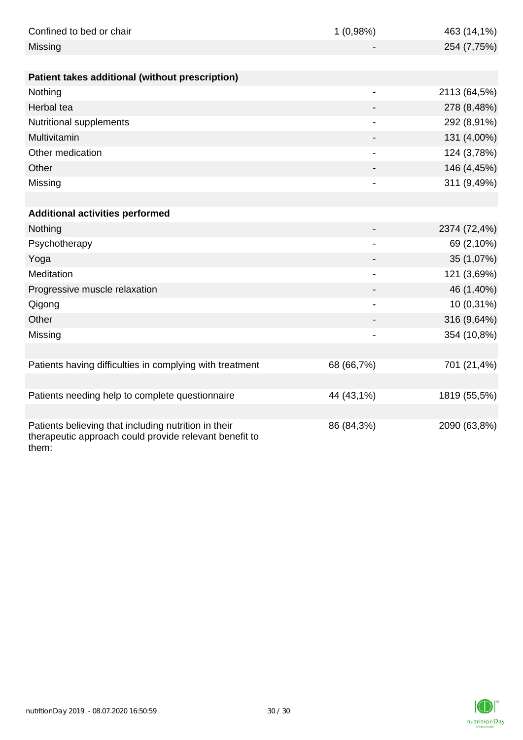| | | |
|---|---|---|
| Confined to bed or chair | 1 (0,98%) | 463 (14,1%) |
| Missing | - | 254 (7,75%) |
| | | |
| **Patient takes additional (without prescription)** | | |
| Nothing | - | 2113 (64,5%) |
| Herbal tea | - | 278 (8,48%) |
| Nutritional supplements | - | 292 (8,91%) |
| Multivitamin | - | 131 (4,00%) |
| Other medication | - | 124 (3,78%) |
| Other | - | 146 (4,45%) |
| Missing | - | 311 (9,49%) |
| | | |
| **Additional activities performed** | | |
| Nothing | - | 2374 (72,4%) |
| Psychotherapy | - | 69 (2,10%) |
| Yoga | - | 35 (1,07%) |
| Meditation | - | 121 (3,69%) |
| Progressive muscle relaxation | - | 46 (1,40%) |
| Qigong | - | 10 (0,31%) |
| Other | - | 316 (9,64%) |
| Missing | - | 354 (10,8%) |
| | | |
| Patients having difficulties in complying with treatment | 68 (66,7%) | 701 (21,4%) |
| | | |
| Patients needing help to complete questionnaire | 44 (43,1%) | 1819 (55,5%) |
| | | |
| Patients believing that including nutrition in their therapeutic approach could provide relevant benefit to them: | 86 (84,3%) | 2090 (63,8%) |